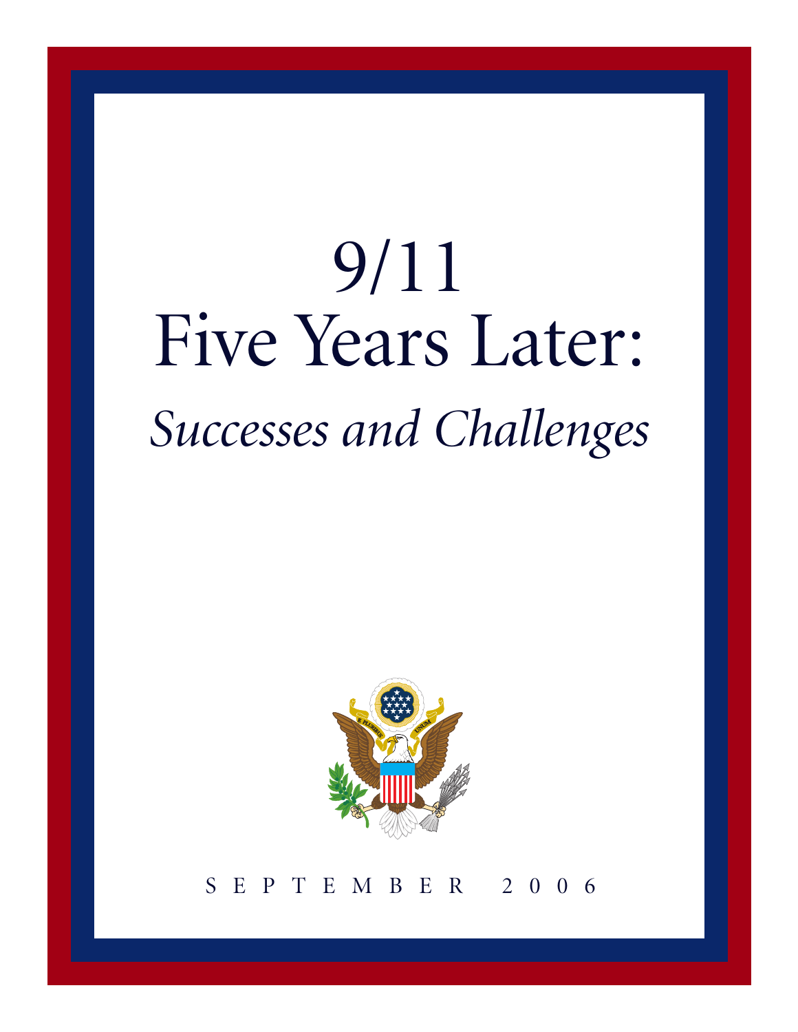# 9/11
# Five Years Later:
## *Successes and Challenges*

SEPTEMBER 2006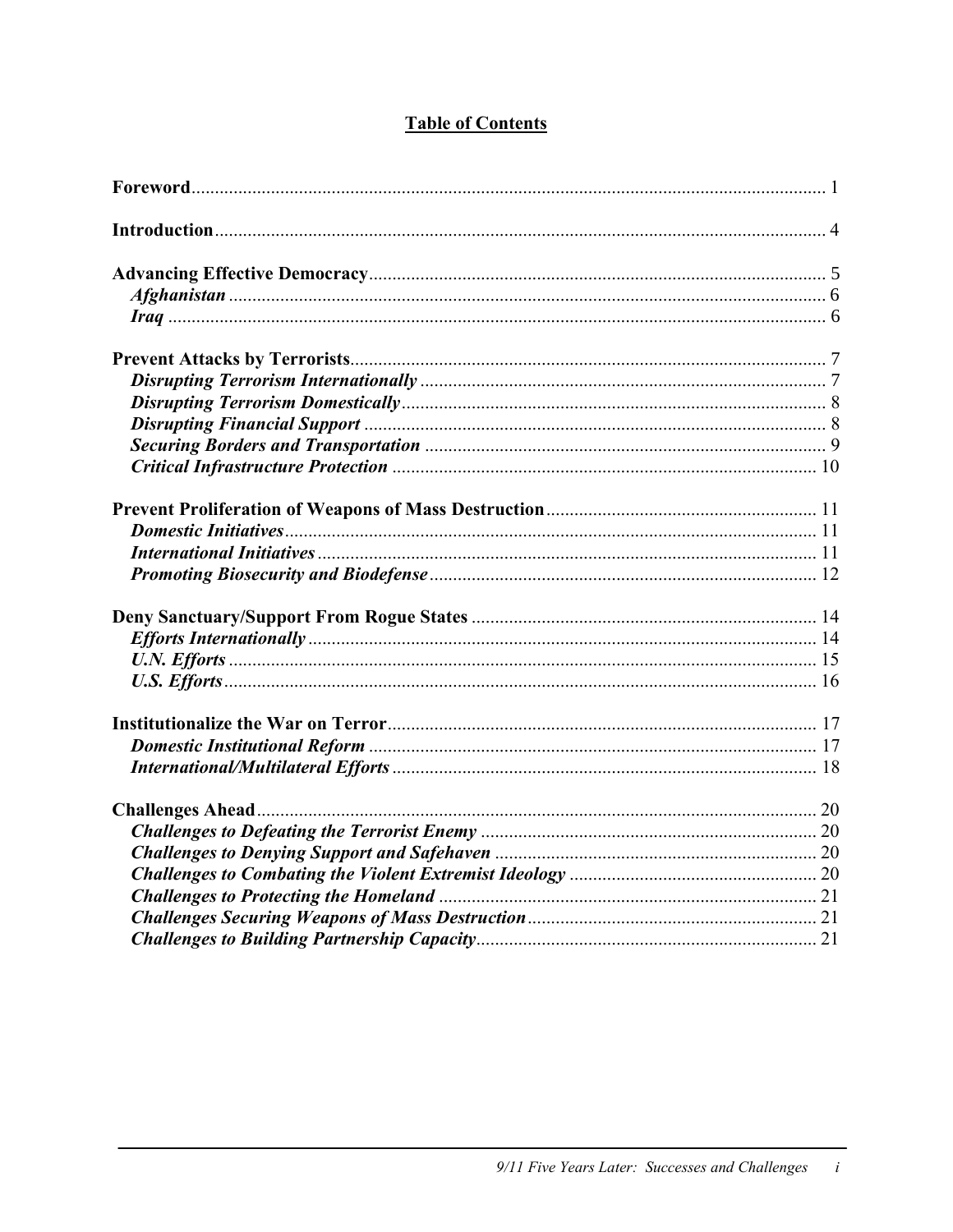## Table of Contents

**Foreword** ..... 1

**Introduction** ..... 4

**Advancing Effective Democracy** ..... 5
- ***Afghanistan*** ..... 6
- ***Iraq*** ..... 6

**Prevent Attacks by Terrorists** ..... 7
- ***Disrupting Terrorism Internationally*** ..... 7
- ***Disrupting Terrorism Domestically*** ..... 8
- ***Disrupting Financial Support*** ..... 8
- ***Securing Borders and Transportation*** ..... 9
- ***Critical Infrastructure Protection*** ..... 10

**Prevent Proliferation of Weapons of Mass Destruction** ..... 11
- ***Domestic Initiatives*** ..... 11
- ***International Initiatives*** ..... 11
- ***Promoting Biosecurity and Biodefense*** ..... 12

**Deny Sanctuary/Support From Rogue States** ..... 14
- ***Efforts Internationally*** ..... 14
- ***U.N. Efforts*** ..... 15
- ***U.S. Efforts*** ..... 16

**Institutionalize the War on Terror** ..... 17
- ***Domestic Institutional Reform*** ..... 17
- ***International/Multilateral Efforts*** ..... 18

**Challenges Ahead** ..... 20
- ***Challenges to Defeating the Terrorist Enemy*** ..... 20
- ***Challenges to Denying Support and Safehaven*** ..... 20
- ***Challenges to Combating the Violent Extremist Ideology*** ..... 20
- ***Challenges to Protecting the Homeland*** ..... 21
- ***Challenges Securing Weapons of Mass Destruction*** ..... 21
- ***Challenges to Building Partnership Capacity*** ..... 21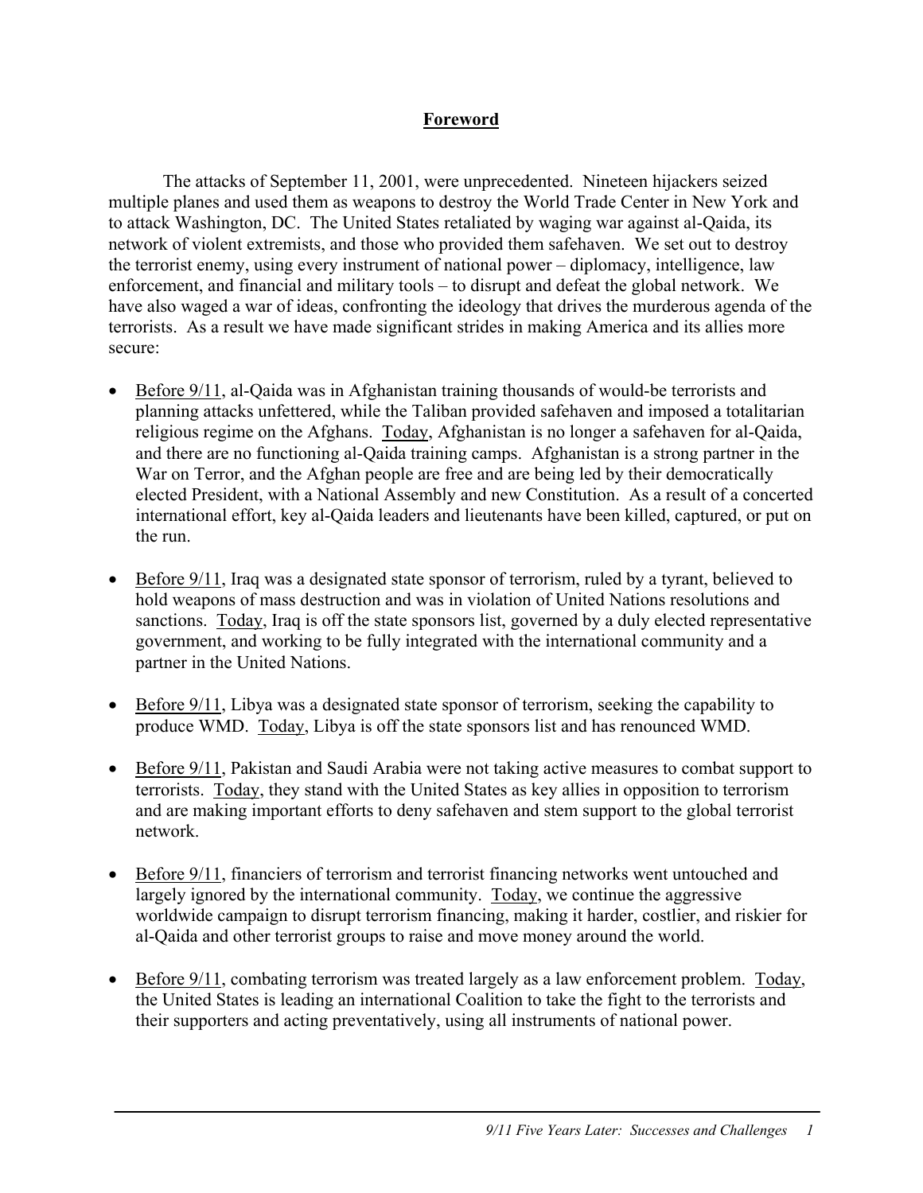## Foreword

The attacks of September 11, 2001, were unprecedented. Nineteen hijackers seized multiple planes and used them as weapons to destroy the World Trade Center in New York and to attack Washington, DC. The United States retaliated by waging war against al-Qaida, its network of violent extremists, and those who provided them safehaven. We set out to destroy the terrorist enemy, using every instrument of national power – diplomacy, intelligence, law enforcement, and financial and military tools – to disrupt and defeat the global network. We have also waged a war of ideas, confronting the ideology that drives the murderous agenda of the terrorists. As a result we have made significant strides in making America and its allies more secure:

- Before 9/11, al-Qaida was in Afghanistan training thousands of would-be terrorists and planning attacks unfettered, while the Taliban provided safehaven and imposed a totalitarian religious regime on the Afghans. Today, Afghanistan is no longer a safehaven for al-Qaida, and there are no functioning al-Qaida training camps. Afghanistan is a strong partner in the War on Terror, and the Afghan people are free and are being led by their democratically elected President, with a National Assembly and new Constitution. As a result of a concerted international effort, key al-Qaida leaders and lieutenants have been killed, captured, or put on the run.

- Before 9/11, Iraq was a designated state sponsor of terrorism, ruled by a tyrant, believed to hold weapons of mass destruction and was in violation of United Nations resolutions and sanctions. Today, Iraq is off the state sponsors list, governed by a duly elected representative government, and working to be fully integrated with the international community and a partner in the United Nations.

- Before 9/11, Libya was a designated state sponsor of terrorism, seeking the capability to produce WMD. Today, Libya is off the state sponsors list and has renounced WMD.

- Before 9/11, Pakistan and Saudi Arabia were not taking active measures to combat support to terrorists. Today, they stand with the United States as key allies in opposition to terrorism and are making important efforts to deny safehaven and stem support to the global terrorist network.

- Before 9/11, financiers of terrorism and terrorist financing networks went untouched and largely ignored by the international community. Today, we continue the aggressive worldwide campaign to disrupt terrorism financing, making it harder, costlier, and riskier for al-Qaida and other terrorist groups to raise and move money around the world.

- Before 9/11, combating terrorism was treated largely as a law enforcement problem. Today, the United States is leading an international Coalition to take the fight to the terrorists and their supporters and acting preventatively, using all instruments of national power.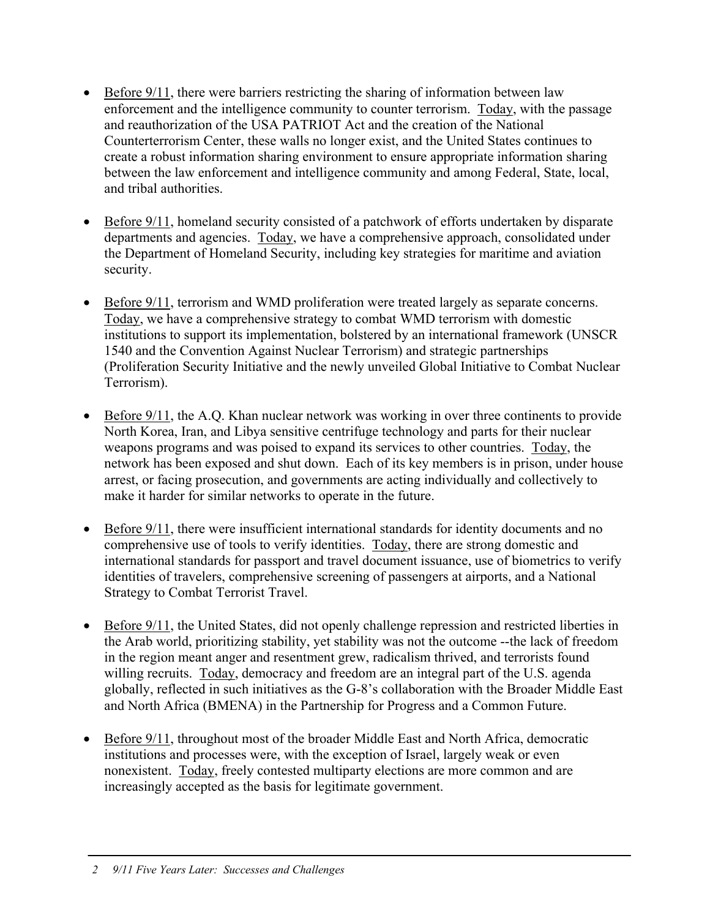- Before 9/11, there were barriers restricting the sharing of information between law enforcement and the intelligence community to counter terrorism. Today, with the passage and reauthorization of the USA PATRIOT Act and the creation of the National Counterterrorism Center, these walls no longer exist, and the United States continues to create a robust information sharing environment to ensure appropriate information sharing between the law enforcement and intelligence community and among Federal, State, local, and tribal authorities.

- Before 9/11, homeland security consisted of a patchwork of efforts undertaken by disparate departments and agencies. Today, we have a comprehensive approach, consolidated under the Department of Homeland Security, including key strategies for maritime and aviation security.

- Before 9/11, terrorism and WMD proliferation were treated largely as separate concerns. Today, we have a comprehensive strategy to combat WMD terrorism with domestic institutions to support its implementation, bolstered by an international framework (UNSCR 1540 and the Convention Against Nuclear Terrorism) and strategic partnerships (Proliferation Security Initiative and the newly unveiled Global Initiative to Combat Nuclear Terrorism).

- Before 9/11, the A.Q. Khan nuclear network was working in over three continents to provide North Korea, Iran, and Libya sensitive centrifuge technology and parts for their nuclear weapons programs and was poised to expand its services to other countries. Today, the network has been exposed and shut down. Each of its key members is in prison, under house arrest, or facing prosecution, and governments are acting individually and collectively to make it harder for similar networks to operate in the future.

- Before 9/11, there were insufficient international standards for identity documents and no comprehensive use of tools to verify identities. Today, there are strong domestic and international standards for passport and travel document issuance, use of biometrics to verify identities of travelers, comprehensive screening of passengers at airports, and a National Strategy to Combat Terrorist Travel.

- Before 9/11, the United States, did not openly challenge repression and restricted liberties in the Arab world, prioritizing stability, yet stability was not the outcome --the lack of freedom in the region meant anger and resentment grew, radicalism thrived, and terrorists found willing recruits. Today, democracy and freedom are an integral part of the U.S. agenda globally, reflected in such initiatives as the G-8's collaboration with the Broader Middle East and North Africa (BMENA) in the Partnership for Progress and a Common Future.

- Before 9/11, throughout most of the broader Middle East and North Africa, democratic institutions and processes were, with the exception of Israel, largely weak or even nonexistent. Today, freely contested multiparty elections are more common and are increasingly accepted as the basis for legitimate government.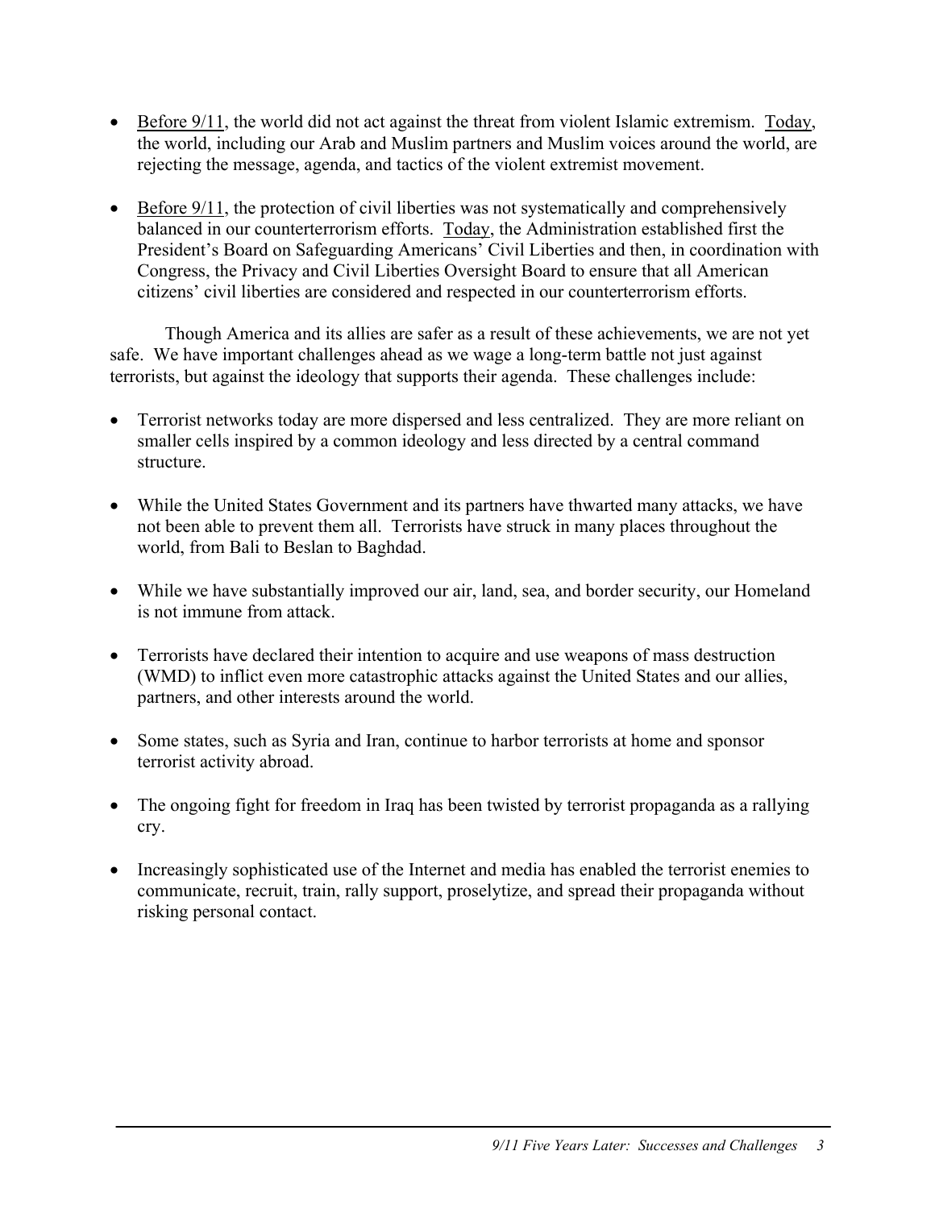- <u>Before 9/11</u>, the world did not act against the threat from violent Islamic extremism. <u>Today</u>, the world, including our Arab and Muslim partners and Muslim voices around the world, are rejecting the message, agenda, and tactics of the violent extremist movement.

- <u>Before 9/11</u>, the protection of civil liberties was not systematically and comprehensively balanced in our counterterrorism efforts. <u>Today</u>, the Administration established first the President's Board on Safeguarding Americans' Civil Liberties and then, in coordination with Congress, the Privacy and Civil Liberties Oversight Board to ensure that all American citizens' civil liberties are considered and respected in our counterterrorism efforts.

Though America and its allies are safer as a result of these achievements, we are not yet safe. We have important challenges ahead as we wage a long-term battle not just against terrorists, but against the ideology that supports their agenda. These challenges include:

- Terrorist networks today are more dispersed and less centralized. They are more reliant on smaller cells inspired by a common ideology and less directed by a central command structure.

- While the United States Government and its partners have thwarted many attacks, we have not been able to prevent them all. Terrorists have struck in many places throughout the world, from Bali to Beslan to Baghdad.

- While we have substantially improved our air, land, sea, and border security, our Homeland is not immune from attack.

- Terrorists have declared their intention to acquire and use weapons of mass destruction (WMD) to inflict even more catastrophic attacks against the United States and our allies, partners, and other interests around the world.

- Some states, such as Syria and Iran, continue to harbor terrorists at home and sponsor terrorist activity abroad.

- The ongoing fight for freedom in Iraq has been twisted by terrorist propaganda as a rallying cry.

- Increasingly sophisticated use of the Internet and media has enabled the terrorist enemies to communicate, recruit, train, rally support, proselytize, and spread their propaganda without risking personal contact.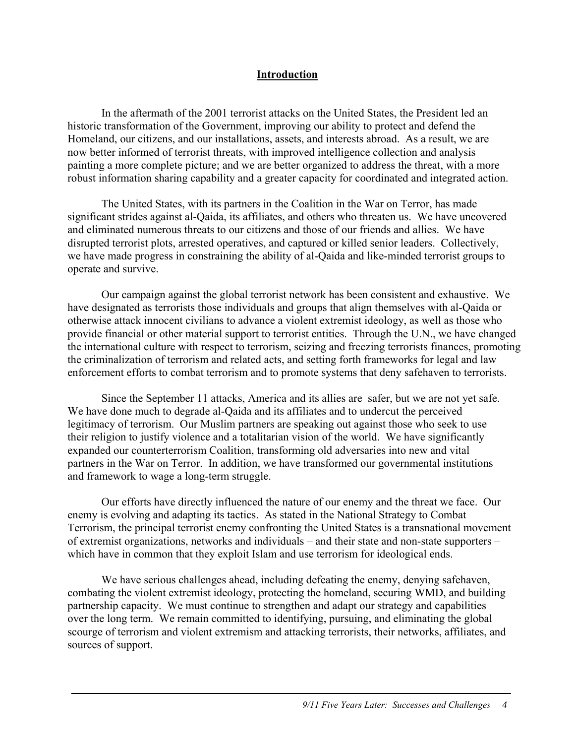# Introduction

In the aftermath of the 2001 terrorist attacks on the United States, the President led an historic transformation of the Government, improving our ability to protect and defend the Homeland, our citizens, and our installations, assets, and interests abroad. As a result, we are now better informed of terrorist threats, with improved intelligence collection and analysis painting a more complete picture; and we are better organized to address the threat, with a more robust information sharing capability and a greater capacity for coordinated and integrated action.

The United States, with its partners in the Coalition in the War on Terror, has made significant strides against al-Qaida, its affiliates, and others who threaten us. We have uncovered and eliminated numerous threats to our citizens and those of our friends and allies. We have disrupted terrorist plots, arrested operatives, and captured or killed senior leaders. Collectively, we have made progress in constraining the ability of al-Qaida and like-minded terrorist groups to operate and survive.

Our campaign against the global terrorist network has been consistent and exhaustive. We have designated as terrorists those individuals and groups that align themselves with al-Qaida or otherwise attack innocent civilians to advance a violent extremist ideology, as well as those who provide financial or other material support to terrorist entities. Through the U.N., we have changed the international culture with respect to terrorism, seizing and freezing terrorists finances, promoting the criminalization of terrorism and related acts, and setting forth frameworks for legal and law enforcement efforts to combat terrorism and to promote systems that deny safehaven to terrorists.

Since the September 11 attacks, America and its allies are safer, but we are not yet safe. We have done much to degrade al-Qaida and its affiliates and to undercut the perceived legitimacy of terrorism. Our Muslim partners are speaking out against those who seek to use their religion to justify violence and a totalitarian vision of the world. We have significantly expanded our counterterrorism Coalition, transforming old adversaries into new and vital partners in the War on Terror. In addition, we have transformed our governmental institutions and framework to wage a long-term struggle.

Our efforts have directly influenced the nature of our enemy and the threat we face. Our enemy is evolving and adapting its tactics. As stated in the National Strategy to Combat Terrorism, the principal terrorist enemy confronting the United States is a transnational movement of extremist organizations, networks and individuals – and their state and non-state supporters – which have in common that they exploit Islam and use terrorism for ideological ends.

We have serious challenges ahead, including defeating the enemy, denying safehaven, combating the violent extremist ideology, protecting the homeland, securing WMD, and building partnership capacity. We must continue to strengthen and adapt our strategy and capabilities over the long term. We remain committed to identifying, pursuing, and eliminating the global scourge of terrorism and violent extremism and attacking terrorists, their networks, affiliates, and sources of support.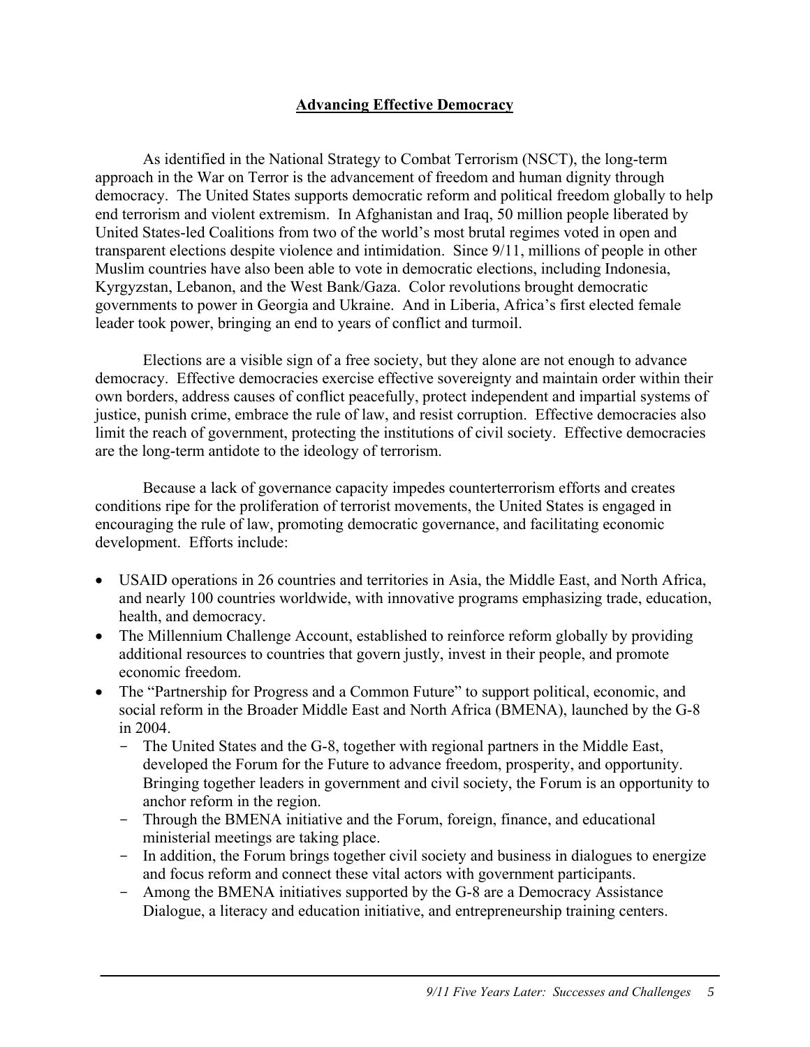## Advancing Effective Democracy

As identified in the National Strategy to Combat Terrorism (NSCT), the long-term approach in the War on Terror is the advancement of freedom and human dignity through democracy. The United States supports democratic reform and political freedom globally to help end terrorism and violent extremism. In Afghanistan and Iraq, 50 million people liberated by United States-led Coalitions from two of the world's most brutal regimes voted in open and transparent elections despite violence and intimidation. Since 9/11, millions of people in other Muslim countries have also been able to vote in democratic elections, including Indonesia, Kyrgyzstan, Lebanon, and the West Bank/Gaza. Color revolutions brought democratic governments to power in Georgia and Ukraine. And in Liberia, Africa's first elected female leader took power, bringing an end to years of conflict and turmoil.

Elections are a visible sign of a free society, but they alone are not enough to advance democracy. Effective democracies exercise effective sovereignty and maintain order within their own borders, address causes of conflict peacefully, protect independent and impartial systems of justice, punish crime, embrace the rule of law, and resist corruption. Effective democracies also limit the reach of government, protecting the institutions of civil society. Effective democracies are the long-term antidote to the ideology of terrorism.

Because a lack of governance capacity impedes counterterrorism efforts and creates conditions ripe for the proliferation of terrorist movements, the United States is engaged in encouraging the rule of law, promoting democratic governance, and facilitating economic development. Efforts include:

- USAID operations in 26 countries and territories in Asia, the Middle East, and North Africa, and nearly 100 countries worldwide, with innovative programs emphasizing trade, education, health, and democracy.
- The Millennium Challenge Account, established to reinforce reform globally by providing additional resources to countries that govern justly, invest in their people, and promote economic freedom.
- The "Partnership for Progress and a Common Future" to support political, economic, and social reform in the Broader Middle East and North Africa (BMENA), launched by the G-8 in 2004.
  - The United States and the G-8, together with regional partners in the Middle East, developed the Forum for the Future to advance freedom, prosperity, and opportunity. Bringing together leaders in government and civil society, the Forum is an opportunity to anchor reform in the region.
  - Through the BMENA initiative and the Forum, foreign, finance, and educational ministerial meetings are taking place.
  - In addition, the Forum brings together civil society and business in dialogues to energize and focus reform and connect these vital actors with government participants.
  - Among the BMENA initiatives supported by the G-8 are a Democracy Assistance Dialogue, a literacy and education initiative, and entrepreneurship training centers.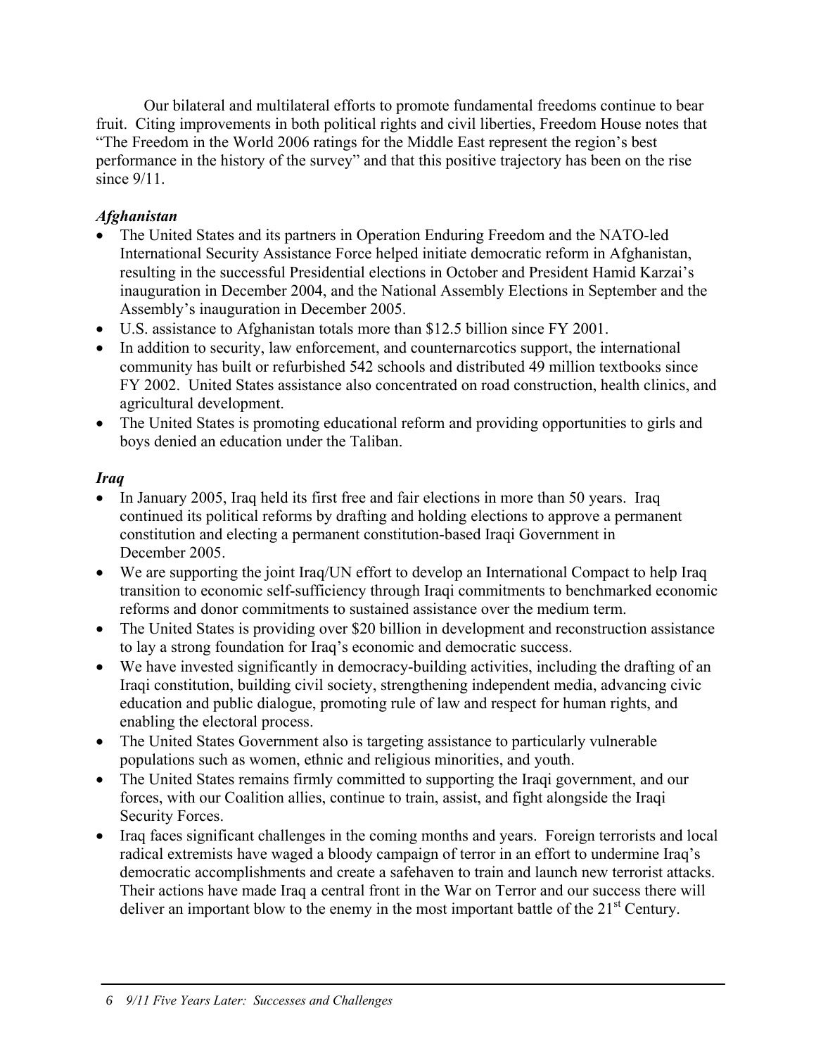Our bilateral and multilateral efforts to promote fundamental freedoms continue to bear fruit. Citing improvements in both political rights and civil liberties, Freedom House notes that "The Freedom in the World 2006 ratings for the Middle East represent the region's best performance in the history of the survey" and that this positive trajectory has been on the rise since 9/11.

### *Afghanistan*

- The United States and its partners in Operation Enduring Freedom and the NATO-led International Security Assistance Force helped initiate democratic reform in Afghanistan, resulting in the successful Presidential elections in October and President Hamid Karzai's inauguration in December 2004, and the National Assembly Elections in September and the Assembly's inauguration in December 2005.
- U.S. assistance to Afghanistan totals more than \$12.5 billion since FY 2001.
- In addition to security, law enforcement, and counternarcotics support, the international community has built or refurbished 542 schools and distributed 49 million textbooks since FY 2002. United States assistance also concentrated on road construction, health clinics, and agricultural development.
- The United States is promoting educational reform and providing opportunities to girls and boys denied an education under the Taliban.

### *Iraq*

- In January 2005, Iraq held its first free and fair elections in more than 50 years. Iraq continued its political reforms by drafting and holding elections to approve a permanent constitution and electing a permanent constitution-based Iraqi Government in December 2005.
- We are supporting the joint Iraq/UN effort to develop an International Compact to help Iraq transition to economic self-sufficiency through Iraqi commitments to benchmarked economic reforms and donor commitments to sustained assistance over the medium term.
- The United States is providing over \$20 billion in development and reconstruction assistance to lay a strong foundation for Iraq's economic and democratic success.
- We have invested significantly in democracy-building activities, including the drafting of an Iraqi constitution, building civil society, strengthening independent media, advancing civic education and public dialogue, promoting rule of law and respect for human rights, and enabling the electoral process.
- The United States Government also is targeting assistance to particularly vulnerable populations such as women, ethnic and religious minorities, and youth.
- The United States remains firmly committed to supporting the Iraqi government, and our forces, with our Coalition allies, continue to train, assist, and fight alongside the Iraqi Security Forces.
- Iraq faces significant challenges in the coming months and years. Foreign terrorists and local radical extremists have waged a bloody campaign of terror in an effort to undermine Iraq's democratic accomplishments and create a safehaven to train and launch new terrorist attacks. Their actions have made Iraq a central front in the War on Terror and our success there will deliver an important blow to the enemy in the most important battle of the 21st Century.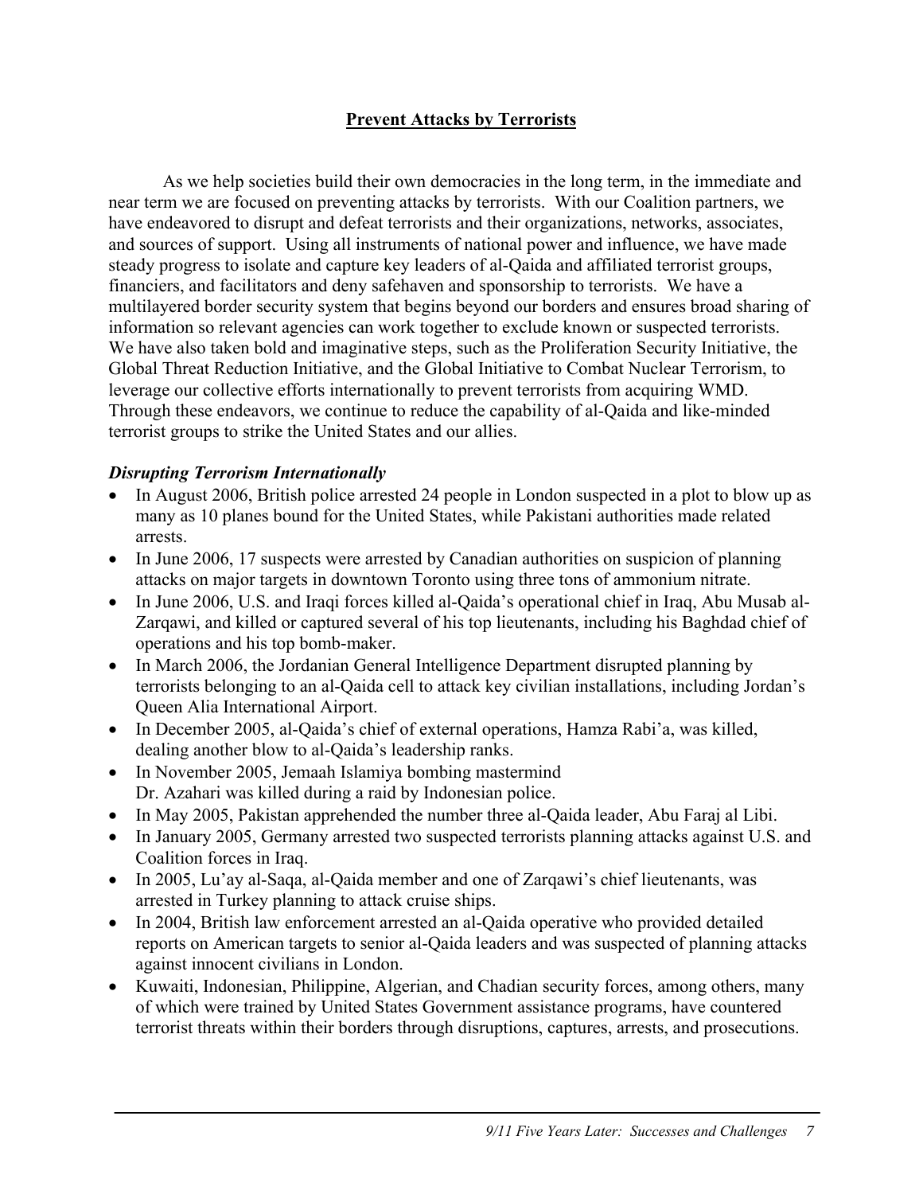## Prevent Attacks by Terrorists

As we help societies build their own democracies in the long term, in the immediate and near term we are focused on preventing attacks by terrorists. With our Coalition partners, we have endeavored to disrupt and defeat terrorists and their organizations, networks, associates, and sources of support. Using all instruments of national power and influence, we have made steady progress to isolate and capture key leaders of al-Qaida and affiliated terrorist groups, financiers, and facilitators and deny safehaven and sponsorship to terrorists. We have a multilayered border security system that begins beyond our borders and ensures broad sharing of information so relevant agencies can work together to exclude known or suspected terrorists. We have also taken bold and imaginative steps, such as the Proliferation Security Initiative, the Global Threat Reduction Initiative, and the Global Initiative to Combat Nuclear Terrorism, to leverage our collective efforts internationally to prevent terrorists from acquiring WMD. Through these endeavors, we continue to reduce the capability of al-Qaida and like-minded terrorist groups to strike the United States and our allies.

### *Disrupting Terrorism Internationally*

- In August 2006, British police arrested 24 people in London suspected in a plot to blow up as many as 10 planes bound for the United States, while Pakistani authorities made related arrests.
- In June 2006, 17 suspects were arrested by Canadian authorities on suspicion of planning attacks on major targets in downtown Toronto using three tons of ammonium nitrate.
- In June 2006, U.S. and Iraqi forces killed al-Qaida's operational chief in Iraq, Abu Musab al-Zarqawi, and killed or captured several of his top lieutenants, including his Baghdad chief of operations and his top bomb-maker.
- In March 2006, the Jordanian General Intelligence Department disrupted planning by terrorists belonging to an al-Qaida cell to attack key civilian installations, including Jordan's Queen Alia International Airport.
- In December 2005, al-Qaida's chief of external operations, Hamza Rabi'a, was killed, dealing another blow to al-Qaida's leadership ranks.
- In November 2005, Jemaah Islamiya bombing mastermind Dr. Azahari was killed during a raid by Indonesian police.
- In May 2005, Pakistan apprehended the number three al-Qaida leader, Abu Faraj al Libi.
- In January 2005, Germany arrested two suspected terrorists planning attacks against U.S. and Coalition forces in Iraq.
- In 2005, Lu'ay al-Saqa, al-Qaida member and one of Zarqawi's chief lieutenants, was arrested in Turkey planning to attack cruise ships.
- In 2004, British law enforcement arrested an al-Qaida operative who provided detailed reports on American targets to senior al-Qaida leaders and was suspected of planning attacks against innocent civilians in London.
- Kuwaiti, Indonesian, Philippine, Algerian, and Chadian security forces, among others, many of which were trained by United States Government assistance programs, have countered terrorist threats within their borders through disruptions, captures, arrests, and prosecutions.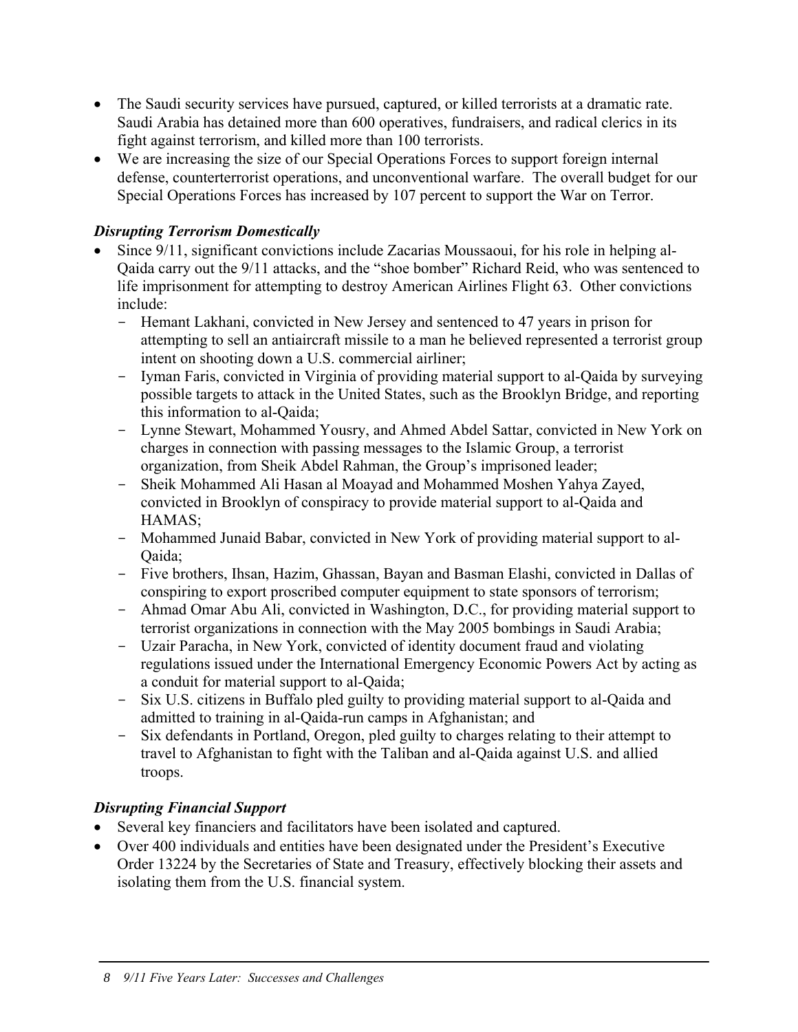- The Saudi security services have pursued, captured, or killed terrorists at a dramatic rate. Saudi Arabia has detained more than 600 operatives, fundraisers, and radical clerics in its fight against terrorism, and killed more than 100 terrorists.
- We are increasing the size of our Special Operations Forces to support foreign internal defense, counterterrorist operations, and unconventional warfare. The overall budget for our Special Operations Forces has increased by 107 percent to support the War on Terror.

### *Disrupting Terrorism Domestically*

- Since 9/11, significant convictions include Zacarias Moussaoui, for his role in helping al-Qaida carry out the 9/11 attacks, and the "shoe bomber" Richard Reid, who was sentenced to life imprisonment for attempting to destroy American Airlines Flight 63. Other convictions include:
  - Hemant Lakhani, convicted in New Jersey and sentenced to 47 years in prison for attempting to sell an antiaircraft missile to a man he believed represented a terrorist group intent on shooting down a U.S. commercial airliner;
  - Iyman Faris, convicted in Virginia of providing material support to al-Qaida by surveying possible targets to attack in the United States, such as the Brooklyn Bridge, and reporting this information to al-Qaida;
  - Lynne Stewart, Mohammed Yousry, and Ahmed Abdel Sattar, convicted in New York on charges in connection with passing messages to the Islamic Group, a terrorist organization, from Sheik Abdel Rahman, the Group's imprisoned leader;
  - Sheik Mohammed Ali Hasan al Moayad and Mohammed Moshen Yahya Zayed, convicted in Brooklyn of conspiracy to provide material support to al-Qaida and HAMAS;
  - Mohammed Junaid Babar, convicted in New York of providing material support to al-Qaida;
  - Five brothers, Ihsan, Hazim, Ghassan, Bayan and Basman Elashi, convicted in Dallas of conspiring to export proscribed computer equipment to state sponsors of terrorism;
  - Ahmad Omar Abu Ali, convicted in Washington, D.C., for providing material support to terrorist organizations in connection with the May 2005 bombings in Saudi Arabia;
  - Uzair Paracha, in New York, convicted of identity document fraud and violating regulations issued under the International Emergency Economic Powers Act by acting as a conduit for material support to al-Qaida;
  - Six U.S. citizens in Buffalo pled guilty to providing material support to al-Qaida and admitted to training in al-Qaida-run camps in Afghanistan; and
  - Six defendants in Portland, Oregon, pled guilty to charges relating to their attempt to travel to Afghanistan to fight with the Taliban and al-Qaida against U.S. and allied troops.

### *Disrupting Financial Support*

- Several key financiers and facilitators have been isolated and captured.
- Over 400 individuals and entities have been designated under the President's Executive Order 13224 by the Secretaries of State and Treasury, effectively blocking their assets and isolating them from the U.S. financial system.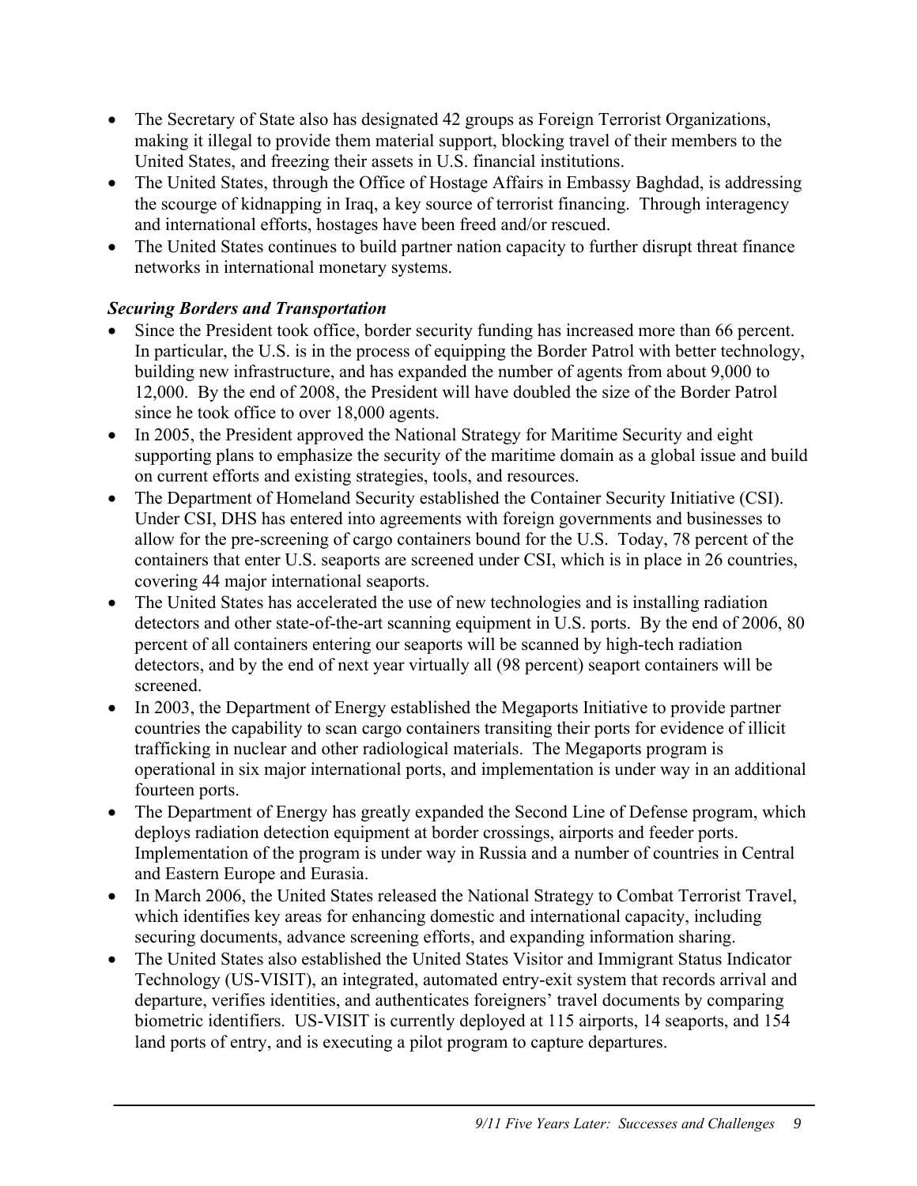- The Secretary of State also has designated 42 groups as Foreign Terrorist Organizations, making it illegal to provide them material support, blocking travel of their members to the United States, and freezing their assets in U.S. financial institutions.
- The United States, through the Office of Hostage Affairs in Embassy Baghdad, is addressing the scourge of kidnapping in Iraq, a key source of terrorist financing. Through interagency and international efforts, hostages have been freed and/or rescued.
- The United States continues to build partner nation capacity to further disrupt threat finance networks in international monetary systems.

***Securing Borders and Transportation***

- Since the President took office, border security funding has increased more than 66 percent. In particular, the U.S. is in the process of equipping the Border Patrol with better technology, building new infrastructure, and has expanded the number of agents from about 9,000 to 12,000. By the end of 2008, the President will have doubled the size of the Border Patrol since he took office to over 18,000 agents.
- In 2005, the President approved the National Strategy for Maritime Security and eight supporting plans to emphasize the security of the maritime domain as a global issue and build on current efforts and existing strategies, tools, and resources.
- The Department of Homeland Security established the Container Security Initiative (CSI). Under CSI, DHS has entered into agreements with foreign governments and businesses to allow for the pre-screening of cargo containers bound for the U.S. Today, 78 percent of the containers that enter U.S. seaports are screened under CSI, which is in place in 26 countries, covering 44 major international seaports.
- The United States has accelerated the use of new technologies and is installing radiation detectors and other state-of-the-art scanning equipment in U.S. ports. By the end of 2006, 80 percent of all containers entering our seaports will be scanned by high-tech radiation detectors, and by the end of next year virtually all (98 percent) seaport containers will be screened.
- In 2003, the Department of Energy established the Megaports Initiative to provide partner countries the capability to scan cargo containers transiting their ports for evidence of illicit trafficking in nuclear and other radiological materials. The Megaports program is operational in six major international ports, and implementation is under way in an additional fourteen ports.
- The Department of Energy has greatly expanded the Second Line of Defense program, which deploys radiation detection equipment at border crossings, airports and feeder ports. Implementation of the program is under way in Russia and a number of countries in Central and Eastern Europe and Eurasia.
- In March 2006, the United States released the National Strategy to Combat Terrorist Travel, which identifies key areas for enhancing domestic and international capacity, including securing documents, advance screening efforts, and expanding information sharing.
- The United States also established the United States Visitor and Immigrant Status Indicator Technology (US-VISIT), an integrated, automated entry-exit system that records arrival and departure, verifies identities, and authenticates foreigners' travel documents by comparing biometric identifiers. US-VISIT is currently deployed at 115 airports, 14 seaports, and 154 land ports of entry, and is executing a pilot program to capture departures.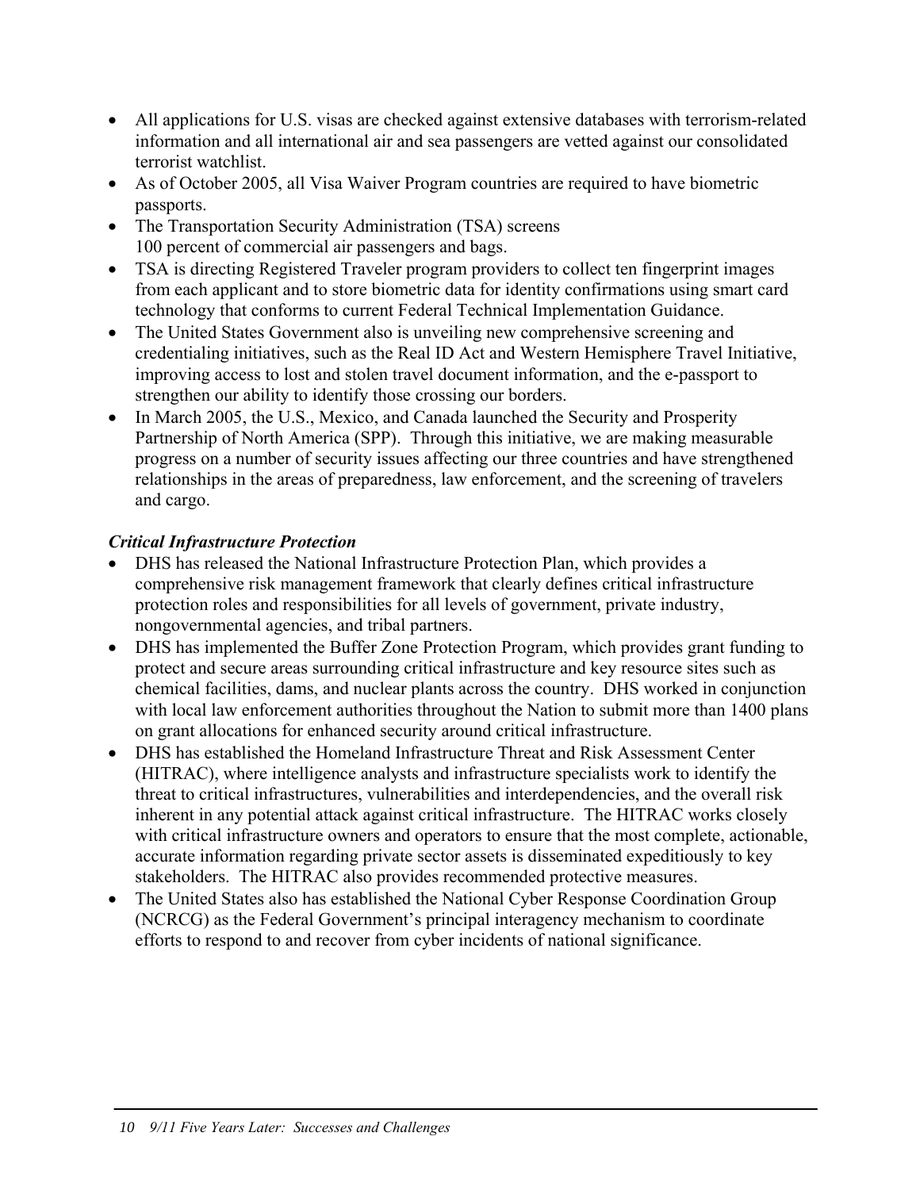- All applications for U.S. visas are checked against extensive databases with terrorism-related information and all international air and sea passengers are vetted against our consolidated terrorist watchlist.
- As of October 2005, all Visa Waiver Program countries are required to have biometric passports.
- The Transportation Security Administration (TSA) screens 100 percent of commercial air passengers and bags.
- TSA is directing Registered Traveler program providers to collect ten fingerprint images from each applicant and to store biometric data for identity confirmations using smart card technology that conforms to current Federal Technical Implementation Guidance.
- The United States Government also is unveiling new comprehensive screening and credentialing initiatives, such as the Real ID Act and Western Hemisphere Travel Initiative, improving access to lost and stolen travel document information, and the e-passport to strengthen our ability to identify those crossing our borders.
- In March 2005, the U.S., Mexico, and Canada launched the Security and Prosperity Partnership of North America (SPP). Through this initiative, we are making measurable progress on a number of security issues affecting our three countries and have strengthened relationships in the areas of preparedness, law enforcement, and the screening of travelers and cargo.

### *Critical Infrastructure Protection*

- DHS has released the National Infrastructure Protection Plan, which provides a comprehensive risk management framework that clearly defines critical infrastructure protection roles and responsibilities for all levels of government, private industry, nongovernmental agencies, and tribal partners.
- DHS has implemented the Buffer Zone Protection Program, which provides grant funding to protect and secure areas surrounding critical infrastructure and key resource sites such as chemical facilities, dams, and nuclear plants across the country. DHS worked in conjunction with local law enforcement authorities throughout the Nation to submit more than 1400 plans on grant allocations for enhanced security around critical infrastructure.
- DHS has established the Homeland Infrastructure Threat and Risk Assessment Center (HITRAC), where intelligence analysts and infrastructure specialists work to identify the threat to critical infrastructures, vulnerabilities and interdependencies, and the overall risk inherent in any potential attack against critical infrastructure. The HITRAC works closely with critical infrastructure owners and operators to ensure that the most complete, actionable, accurate information regarding private sector assets is disseminated expeditiously to key stakeholders. The HITRAC also provides recommended protective measures.
- The United States also has established the National Cyber Response Coordination Group (NCRCG) as the Federal Government's principal interagency mechanism to coordinate efforts to respond to and recover from cyber incidents of national significance.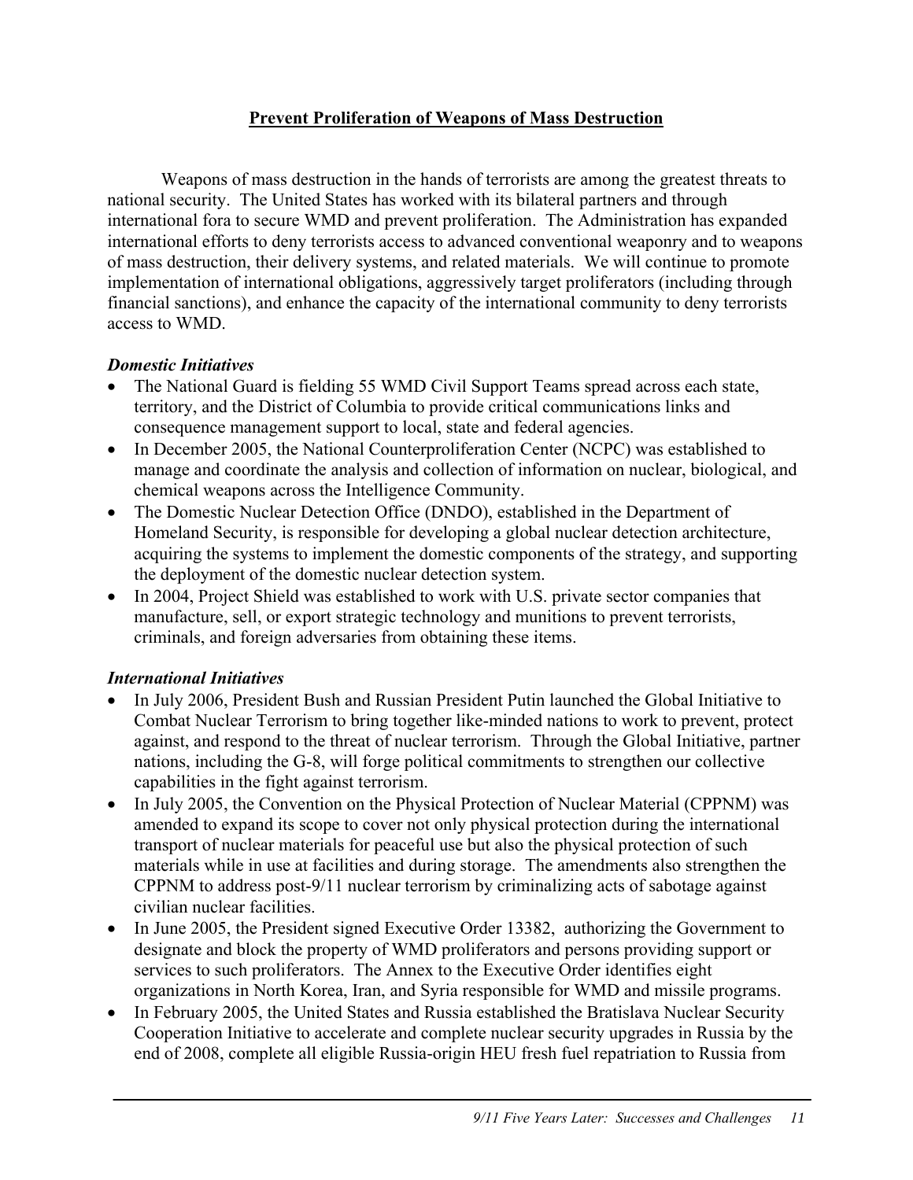## Prevent Proliferation of Weapons of Mass Destruction

Weapons of mass destruction in the hands of terrorists are among the greatest threats to national security. The United States has worked with its bilateral partners and through international fora to secure WMD and prevent proliferation. The Administration has expanded international efforts to deny terrorists access to advanced conventional weaponry and to weapons of mass destruction, their delivery systems, and related materials. We will continue to promote implementation of international obligations, aggressively target proliferators (including through financial sanctions), and enhance the capacity of the international community to deny terrorists access to WMD.

### *Domestic Initiatives*

- The National Guard is fielding 55 WMD Civil Support Teams spread across each state, territory, and the District of Columbia to provide critical communications links and consequence management support to local, state and federal agencies.
- In December 2005, the National Counterproliferation Center (NCPC) was established to manage and coordinate the analysis and collection of information on nuclear, biological, and chemical weapons across the Intelligence Community.
- The Domestic Nuclear Detection Office (DNDO), established in the Department of Homeland Security, is responsible for developing a global nuclear detection architecture, acquiring the systems to implement the domestic components of the strategy, and supporting the deployment of the domestic nuclear detection system.
- In 2004, Project Shield was established to work with U.S. private sector companies that manufacture, sell, or export strategic technology and munitions to prevent terrorists, criminals, and foreign adversaries from obtaining these items.

### *International Initiatives*

- In July 2006, President Bush and Russian President Putin launched the Global Initiative to Combat Nuclear Terrorism to bring together like-minded nations to work to prevent, protect against, and respond to the threat of nuclear terrorism. Through the Global Initiative, partner nations, including the G-8, will forge political commitments to strengthen our collective capabilities in the fight against terrorism.
- In July 2005, the Convention on the Physical Protection of Nuclear Material (CPPNM) was amended to expand its scope to cover not only physical protection during the international transport of nuclear materials for peaceful use but also the physical protection of such materials while in use at facilities and during storage. The amendments also strengthen the CPPNM to address post-9/11 nuclear terrorism by criminalizing acts of sabotage against civilian nuclear facilities.
- In June 2005, the President signed Executive Order 13382, authorizing the Government to designate and block the property of WMD proliferators and persons providing support or services to such proliferators. The Annex to the Executive Order identifies eight organizations in North Korea, Iran, and Syria responsible for WMD and missile programs.
- In February 2005, the United States and Russia established the Bratislava Nuclear Security Cooperation Initiative to accelerate and complete nuclear security upgrades in Russia by the end of 2008, complete all eligible Russia-origin HEU fresh fuel repatriation to Russia from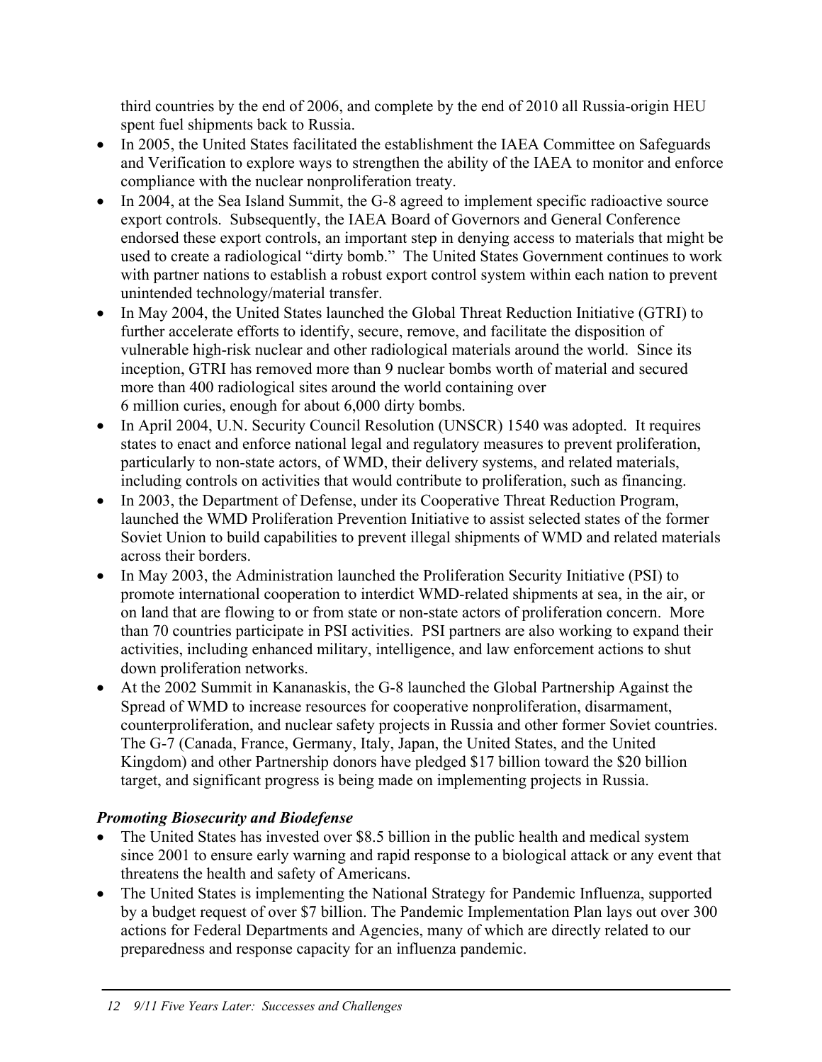third countries by the end of 2006, and complete by the end of 2010 all Russia-origin HEU spent fuel shipments back to Russia.

- In 2005, the United States facilitated the establishment the IAEA Committee on Safeguards and Verification to explore ways to strengthen the ability of the IAEA to monitor and enforce compliance with the nuclear nonproliferation treaty.
- In 2004, at the Sea Island Summit, the G-8 agreed to implement specific radioactive source export controls. Subsequently, the IAEA Board of Governors and General Conference endorsed these export controls, an important step in denying access to materials that might be used to create a radiological "dirty bomb." The United States Government continues to work with partner nations to establish a robust export control system within each nation to prevent unintended technology/material transfer.
- In May 2004, the United States launched the Global Threat Reduction Initiative (GTRI) to further accelerate efforts to identify, secure, remove, and facilitate the disposition of vulnerable high-risk nuclear and other radiological materials around the world. Since its inception, GTRI has removed more than 9 nuclear bombs worth of material and secured more than 400 radiological sites around the world containing over 6 million curies, enough for about 6,000 dirty bombs.
- In April 2004, U.N. Security Council Resolution (UNSCR) 1540 was adopted. It requires states to enact and enforce national legal and regulatory measures to prevent proliferation, particularly to non-state actors, of WMD, their delivery systems, and related materials, including controls on activities that would contribute to proliferation, such as financing.
- In 2003, the Department of Defense, under its Cooperative Threat Reduction Program, launched the WMD Proliferation Prevention Initiative to assist selected states of the former Soviet Union to build capabilities to prevent illegal shipments of WMD and related materials across their borders.
- In May 2003, the Administration launched the Proliferation Security Initiative (PSI) to promote international cooperation to interdict WMD-related shipments at sea, in the air, or on land that are flowing to or from state or non-state actors of proliferation concern. More than 70 countries participate in PSI activities. PSI partners are also working to expand their activities, including enhanced military, intelligence, and law enforcement actions to shut down proliferation networks.
- At the 2002 Summit in Kananaskis, the G-8 launched the Global Partnership Against the Spread of WMD to increase resources for cooperative nonproliferation, disarmament, counterproliferation, and nuclear safety projects in Russia and other former Soviet countries. The G-7 (Canada, France, Germany, Italy, Japan, the United States, and the United Kingdom) and other Partnership donors have pledged $17 billion toward the $20 billion target, and significant progress is being made on implementing projects in Russia.

***Promoting Biosecurity and Biodefense***

- The United States has invested over $8.5 billion in the public health and medical system since 2001 to ensure early warning and rapid response to a biological attack or any event that threatens the health and safety of Americans.
- The United States is implementing the National Strategy for Pandemic Influenza, supported by a budget request of over $7 billion. The Pandemic Implementation Plan lays out over 300 actions for Federal Departments and Agencies, many of which are directly related to our preparedness and response capacity for an influenza pandemic.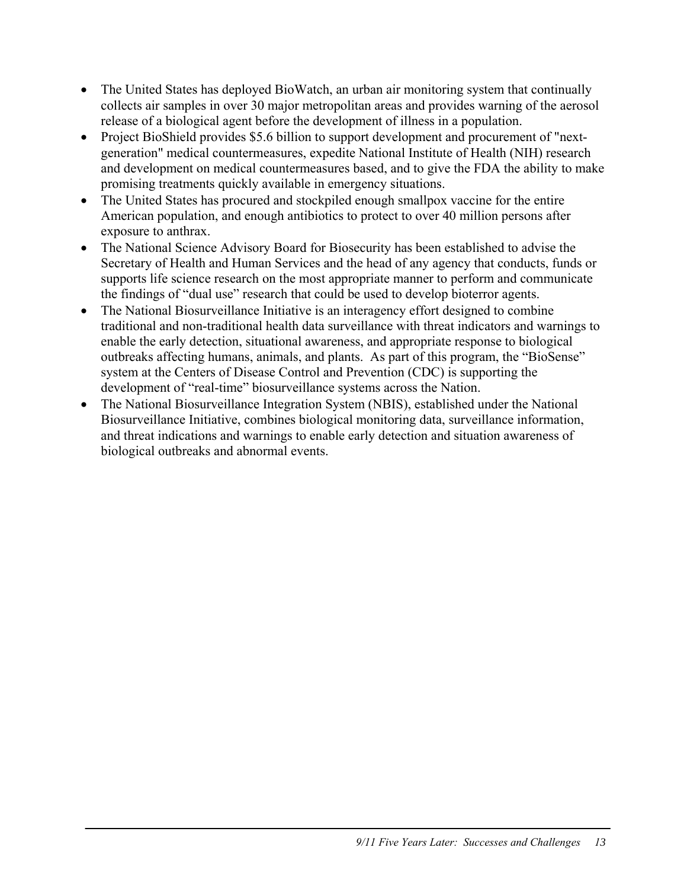- The United States has deployed BioWatch, an urban air monitoring system that continually collects air samples in over 30 major metropolitan areas and provides warning of the aerosol release of a biological agent before the development of illness in a population.
- Project BioShield provides $5.6 billion to support development and procurement of "next-generation" medical countermeasures, expedite National Institute of Health (NIH) research and development on medical countermeasures based, and to give the FDA the ability to make promising treatments quickly available in emergency situations.
- The United States has procured and stockpiled enough smallpox vaccine for the entire American population, and enough antibiotics to protect to over 40 million persons after exposure to anthrax.
- The National Science Advisory Board for Biosecurity has been established to advise the Secretary of Health and Human Services and the head of any agency that conducts, funds or supports life science research on the most appropriate manner to perform and communicate the findings of "dual use" research that could be used to develop bioterror agents.
- The National Biosurveillance Initiative is an interagency effort designed to combine traditional and non-traditional health data surveillance with threat indicators and warnings to enable the early detection, situational awareness, and appropriate response to biological outbreaks affecting humans, animals, and plants. As part of this program, the "BioSense" system at the Centers of Disease Control and Prevention (CDC) is supporting the development of "real-time" biosurveillance systems across the Nation.
- The National Biosurveillance Integration System (NBIS), established under the National Biosurveillance Initiative, combines biological monitoring data, surveillance information, and threat indications and warnings to enable early detection and situation awareness of biological outbreaks and abnormal events.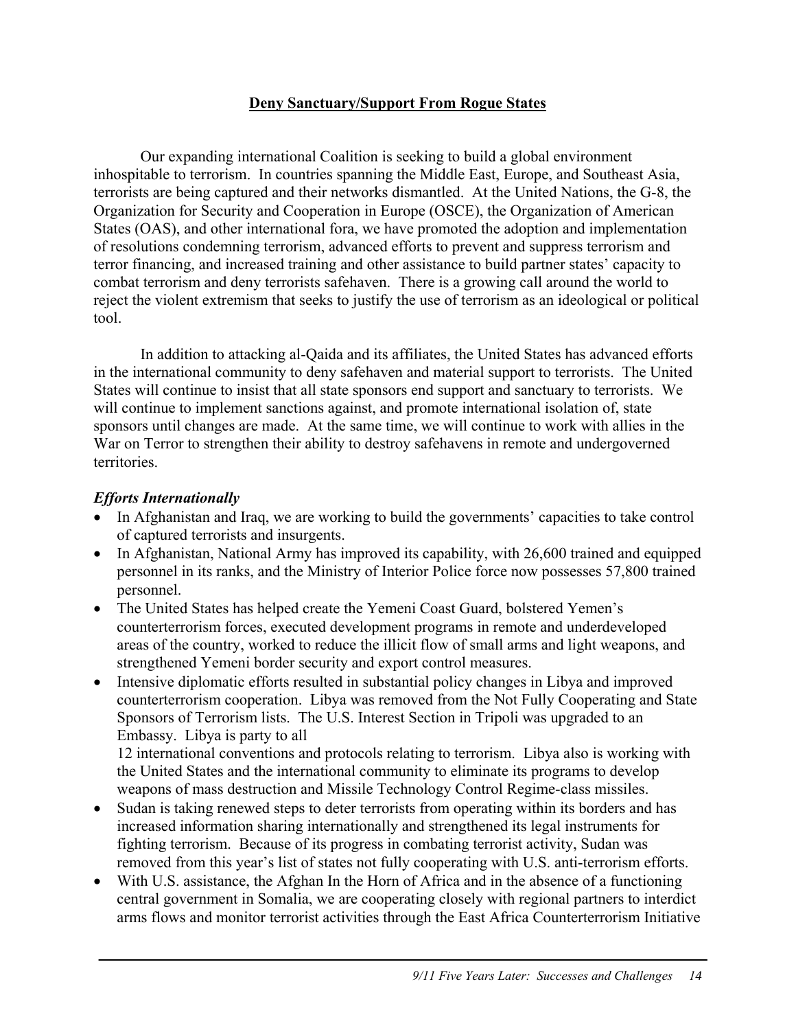## Deny Sanctuary/Support From Rogue States

Our expanding international Coalition is seeking to build a global environment inhospitable to terrorism. In countries spanning the Middle East, Europe, and Southeast Asia, terrorists are being captured and their networks dismantled. At the United Nations, the G-8, the Organization for Security and Cooperation in Europe (OSCE), the Organization of American States (OAS), and other international fora, we have promoted the adoption and implementation of resolutions condemning terrorism, advanced efforts to prevent and suppress terrorism and terror financing, and increased training and other assistance to build partner states' capacity to combat terrorism and deny terrorists safehaven. There is a growing call around the world to reject the violent extremism that seeks to justify the use of terrorism as an ideological or political tool.

In addition to attacking al-Qaida and its affiliates, the United States has advanced efforts in the international community to deny safehaven and material support to terrorists. The United States will continue to insist that all state sponsors end support and sanctuary to terrorists. We will continue to implement sanctions against, and promote international isolation of, state sponsors until changes are made. At the same time, we will continue to work with allies in the War on Terror to strengthen their ability to destroy safehavens in remote and undergoverned territories.

### *Efforts Internationally*

- In Afghanistan and Iraq, we are working to build the governments' capacities to take control of captured terrorists and insurgents.
- In Afghanistan, National Army has improved its capability, with 26,600 trained and equipped personnel in its ranks, and the Ministry of Interior Police force now possesses 57,800 trained personnel.
- The United States has helped create the Yemeni Coast Guard, bolstered Yemen's counterterrorism forces, executed development programs in remote and underdeveloped areas of the country, worked to reduce the illicit flow of small arms and light weapons, and strengthened Yemeni border security and export control measures.
- Intensive diplomatic efforts resulted in substantial policy changes in Libya and improved counterterrorism cooperation. Libya was removed from the Not Fully Cooperating and State Sponsors of Terrorism lists. The U.S. Interest Section in Tripoli was upgraded to an Embassy. Libya is party to all 12 international conventions and protocols relating to terrorism. Libya also is working with the United States and the international community to eliminate its programs to develop weapons of mass destruction and Missile Technology Control Regime-class missiles.
- Sudan is taking renewed steps to deter terrorists from operating within its borders and has increased information sharing internationally and strengthened its legal instruments for fighting terrorism. Because of its progress in combating terrorist activity, Sudan was removed from this year's list of states not fully cooperating with U.S. anti-terrorism efforts.
- With U.S. assistance, the Afghan In the Horn of Africa and in the absence of a functioning central government in Somalia, we are cooperating closely with regional partners to interdict arms flows and monitor terrorist activities through the East Africa Counterterrorism Initiative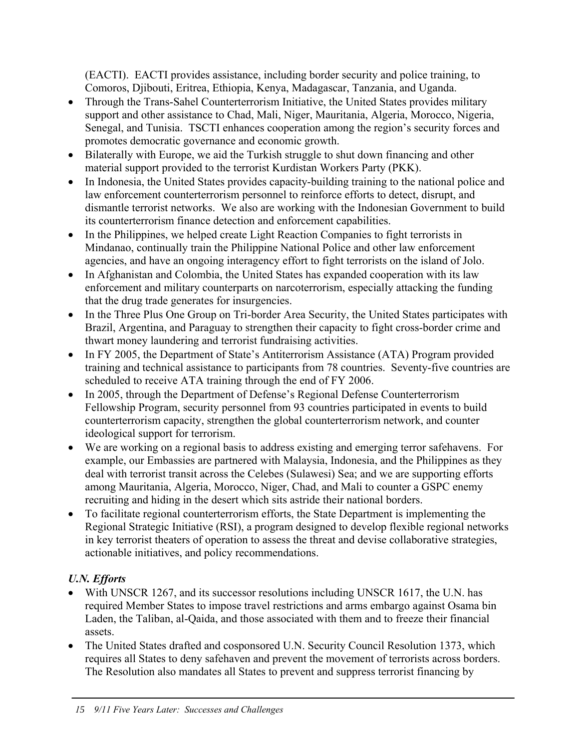(EACTI). EACTI provides assistance, including border security and police training, to Comoros, Djibouti, Eritrea, Ethiopia, Kenya, Madagascar, Tanzania, and Uganda.

- Through the Trans-Sahel Counterterrorism Initiative, the United States provides military support and other assistance to Chad, Mali, Niger, Mauritania, Algeria, Morocco, Nigeria, Senegal, and Tunisia. TSCTI enhances cooperation among the region's security forces and promotes democratic governance and economic growth.
- Bilaterally with Europe, we aid the Turkish struggle to shut down financing and other material support provided to the terrorist Kurdistan Workers Party (PKK).
- In Indonesia, the United States provides capacity-building training to the national police and law enforcement counterterrorism personnel to reinforce efforts to detect, disrupt, and dismantle terrorist networks. We also are working with the Indonesian Government to build its counterterrorism finance detection and enforcement capabilities.
- In the Philippines, we helped create Light Reaction Companies to fight terrorists in Mindanao, continually train the Philippine National Police and other law enforcement agencies, and have an ongoing interagency effort to fight terrorists on the island of Jolo.
- In Afghanistan and Colombia, the United States has expanded cooperation with its law enforcement and military counterparts on narcoterrorism, especially attacking the funding that the drug trade generates for insurgencies.
- In the Three Plus One Group on Tri-border Area Security, the United States participates with Brazil, Argentina, and Paraguay to strengthen their capacity to fight cross-border crime and thwart money laundering and terrorist fundraising activities.
- In FY 2005, the Department of State's Antiterrorism Assistance (ATA) Program provided training and technical assistance to participants from 78 countries. Seventy-five countries are scheduled to receive ATA training through the end of FY 2006.
- In 2005, through the Department of Defense's Regional Defense Counterterrorism Fellowship Program, security personnel from 93 countries participated in events to build counterterrorism capacity, strengthen the global counterterrorism network, and counter ideological support for terrorism.
- We are working on a regional basis to address existing and emerging terror safehavens. For example, our Embassies are partnered with Malaysia, Indonesia, and the Philippines as they deal with terrorist transit across the Celebes (Sulawesi) Sea; and we are supporting efforts among Mauritania, Algeria, Morocco, Niger, Chad, and Mali to counter a GSPC enemy recruiting and hiding in the desert which sits astride their national borders.
- To facilitate regional counterterrorism efforts, the State Department is implementing the Regional Strategic Initiative (RSI), a program designed to develop flexible regional networks in key terrorist theaters of operation to assess the threat and devise collaborative strategies, actionable initiatives, and policy recommendations.

***U.N. Efforts***

- With UNSCR 1267, and its successor resolutions including UNSCR 1617, the U.N. has required Member States to impose travel restrictions and arms embargo against Osama bin Laden, the Taliban, al-Qaida, and those associated with them and to freeze their financial assets.
- The United States drafted and cosponsored U.N. Security Council Resolution 1373, which requires all States to deny safehaven and prevent the movement of terrorists across borders. The Resolution also mandates all States to prevent and suppress terrorist financing by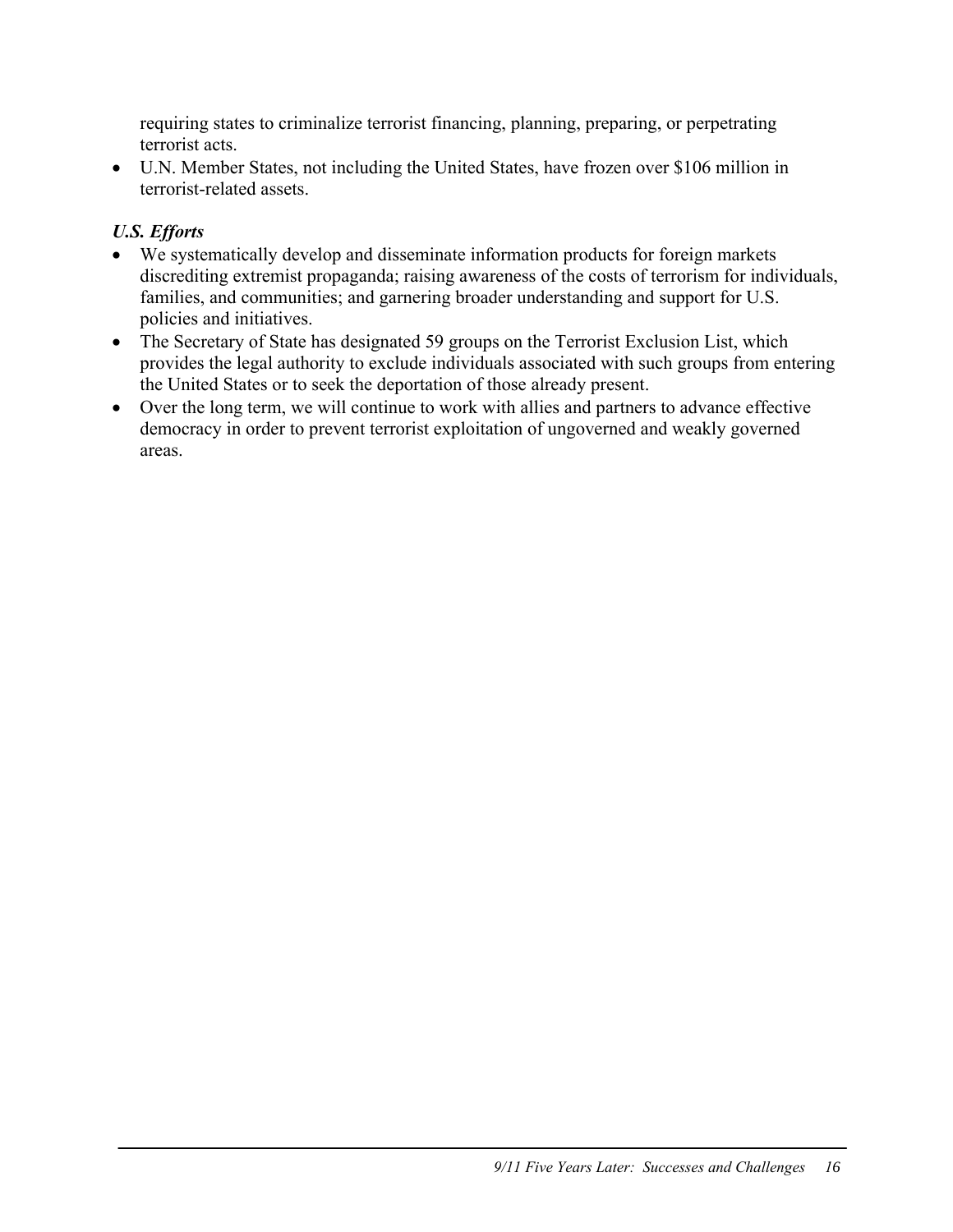requiring states to criminalize terrorist financing, planning, preparing, or perpetrating terrorist acts.

- U.N. Member States, not including the United States, have frozen over $106 million in terrorist-related assets.

***U.S. Efforts***

- We systematically develop and disseminate information products for foreign markets discrediting extremist propaganda; raising awareness of the costs of terrorism for individuals, families, and communities; and garnering broader understanding and support for U.S. policies and initiatives.
- The Secretary of State has designated 59 groups on the Terrorist Exclusion List, which provides the legal authority to exclude individuals associated with such groups from entering the United States or to seek the deportation of those already present.
- Over the long term, we will continue to work with allies and partners to advance effective democracy in order to prevent terrorist exploitation of ungoverned and weakly governed areas.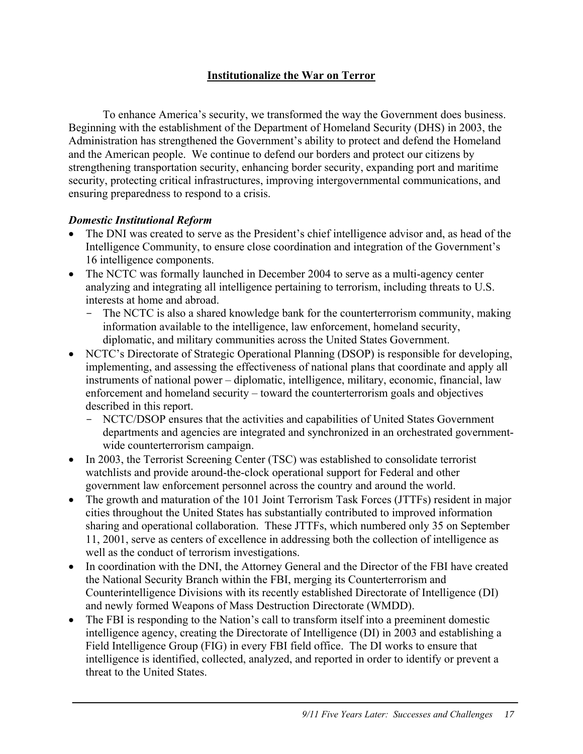## Institutionalize the War on Terror

To enhance America's security, we transformed the way the Government does business. Beginning with the establishment of the Department of Homeland Security (DHS) in 2003, the Administration has strengthened the Government's ability to protect and defend the Homeland and the American people. We continue to defend our borders and protect our citizens by strengthening transportation security, enhancing border security, expanding port and maritime security, protecting critical infrastructures, improving intergovernmental communications, and ensuring preparedness to respond to a crisis.

***Domestic Institutional Reform***

- The DNI was created to serve as the President's chief intelligence advisor and, as head of the Intelligence Community, to ensure close coordination and integration of the Government's 16 intelligence components.
- The NCTC was formally launched in December 2004 to serve as a multi-agency center analyzing and integrating all intelligence pertaining to terrorism, including threats to U.S. interests at home and abroad.
  - The NCTC is also a shared knowledge bank for the counterterrorism community, making information available to the intelligence, law enforcement, homeland security, diplomatic, and military communities across the United States Government.
- NCTC's Directorate of Strategic Operational Planning (DSOP) is responsible for developing, implementing, and assessing the effectiveness of national plans that coordinate and apply all instruments of national power – diplomatic, intelligence, military, economic, financial, law enforcement and homeland security – toward the counterterrorism goals and objectives described in this report.
  - NCTC/DSOP ensures that the activities and capabilities of United States Government departments and agencies are integrated and synchronized in an orchestrated government-wide counterterrorism campaign.
- In 2003, the Terrorist Screening Center (TSC) was established to consolidate terrorist watchlists and provide around-the-clock operational support for Federal and other government law enforcement personnel across the country and around the world.
- The growth and maturation of the 101 Joint Terrorism Task Forces (JTTFs) resident in major cities throughout the United States has substantially contributed to improved information sharing and operational collaboration. These JTTFs, which numbered only 35 on September 11, 2001, serve as centers of excellence in addressing both the collection of intelligence as well as the conduct of terrorism investigations.
- In coordination with the DNI, the Attorney General and the Director of the FBI have created the National Security Branch within the FBI, merging its Counterterrorism and Counterintelligence Divisions with its recently established Directorate of Intelligence (DI) and newly formed Weapons of Mass Destruction Directorate (WMDD).
- The FBI is responding to the Nation's call to transform itself into a preeminent domestic intelligence agency, creating the Directorate of Intelligence (DI) in 2003 and establishing a Field Intelligence Group (FIG) in every FBI field office. The DI works to ensure that intelligence is identified, collected, analyzed, and reported in order to identify or prevent a threat to the United States.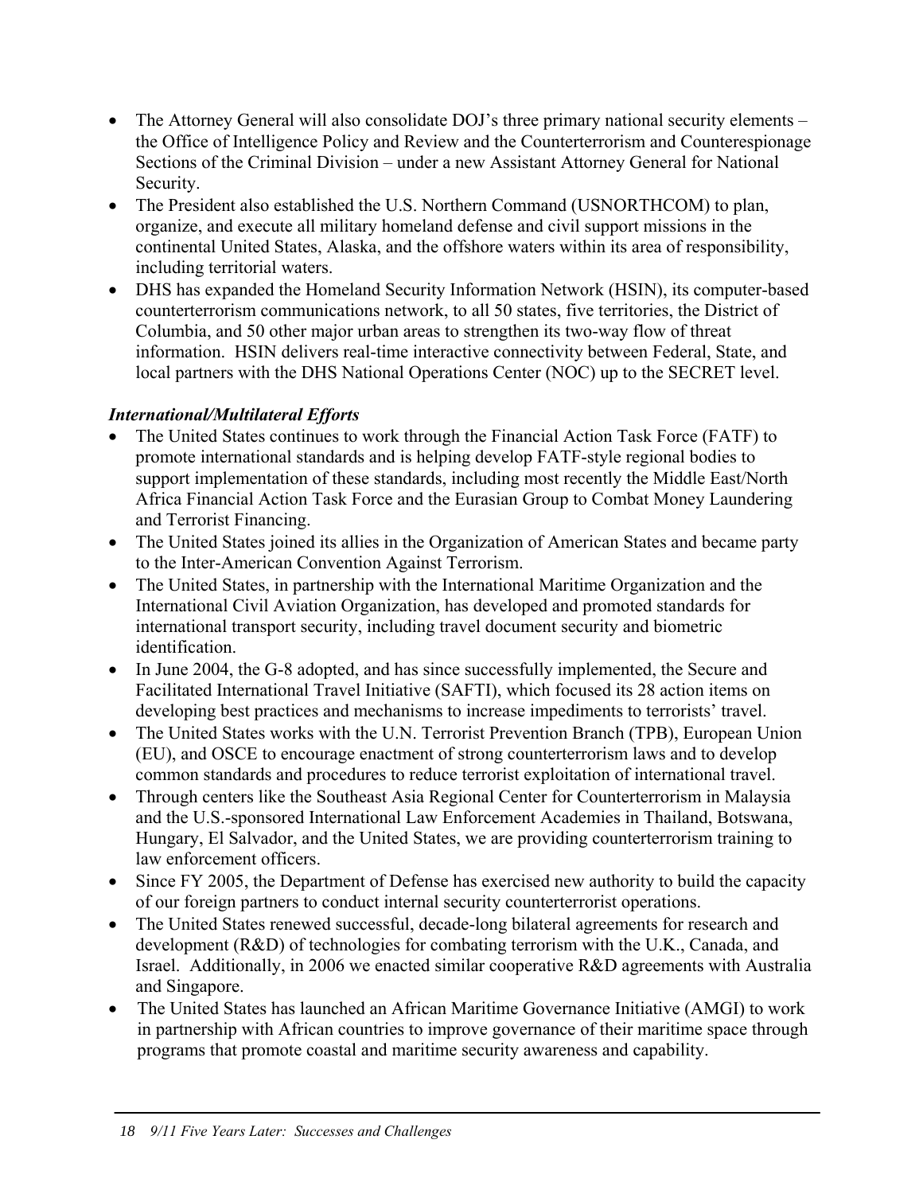- The Attorney General will also consolidate DOJ's three primary national security elements – the Office of Intelligence Policy and Review and the Counterterrorism and Counterespionage Sections of the Criminal Division – under a new Assistant Attorney General for National Security.
- The President also established the U.S. Northern Command (USNORTHCOM) to plan, organize, and execute all military homeland defense and civil support missions in the continental United States, Alaska, and the offshore waters within its area of responsibility, including territorial waters.
- DHS has expanded the Homeland Security Information Network (HSIN), its computer-based counterterrorism communications network, to all 50 states, five territories, the District of Columbia, and 50 other major urban areas to strengthen its two-way flow of threat information. HSIN delivers real-time interactive connectivity between Federal, State, and local partners with the DHS National Operations Center (NOC) up to the SECRET level.

***International/Multilateral Efforts***

- The United States continues to work through the Financial Action Task Force (FATF) to promote international standards and is helping develop FATF-style regional bodies to support implementation of these standards, including most recently the Middle East/North Africa Financial Action Task Force and the Eurasian Group to Combat Money Laundering and Terrorist Financing.
- The United States joined its allies in the Organization of American States and became party to the Inter-American Convention Against Terrorism.
- The United States, in partnership with the International Maritime Organization and the International Civil Aviation Organization, has developed and promoted standards for international transport security, including travel document security and biometric identification.
- In June 2004, the G-8 adopted, and has since successfully implemented, the Secure and Facilitated International Travel Initiative (SAFTI), which focused its 28 action items on developing best practices and mechanisms to increase impediments to terrorists' travel.
- The United States works with the U.N. Terrorist Prevention Branch (TPB), European Union (EU), and OSCE to encourage enactment of strong counterterrorism laws and to develop common standards and procedures to reduce terrorist exploitation of international travel.
- Through centers like the Southeast Asia Regional Center for Counterterrorism in Malaysia and the U.S.-sponsored International Law Enforcement Academies in Thailand, Botswana, Hungary, El Salvador, and the United States, we are providing counterterrorism training to law enforcement officers.
- Since FY 2005, the Department of Defense has exercised new authority to build the capacity of our foreign partners to conduct internal security counterterrorist operations.
- The United States renewed successful, decade-long bilateral agreements for research and development (R&D) of technologies for combating terrorism with the U.K., Canada, and Israel. Additionally, in 2006 we enacted similar cooperative R&D agreements with Australia and Singapore.
- The United States has launched an African Maritime Governance Initiative (AMGI) to work in partnership with African countries to improve governance of their maritime space through programs that promote coastal and maritime security awareness and capability.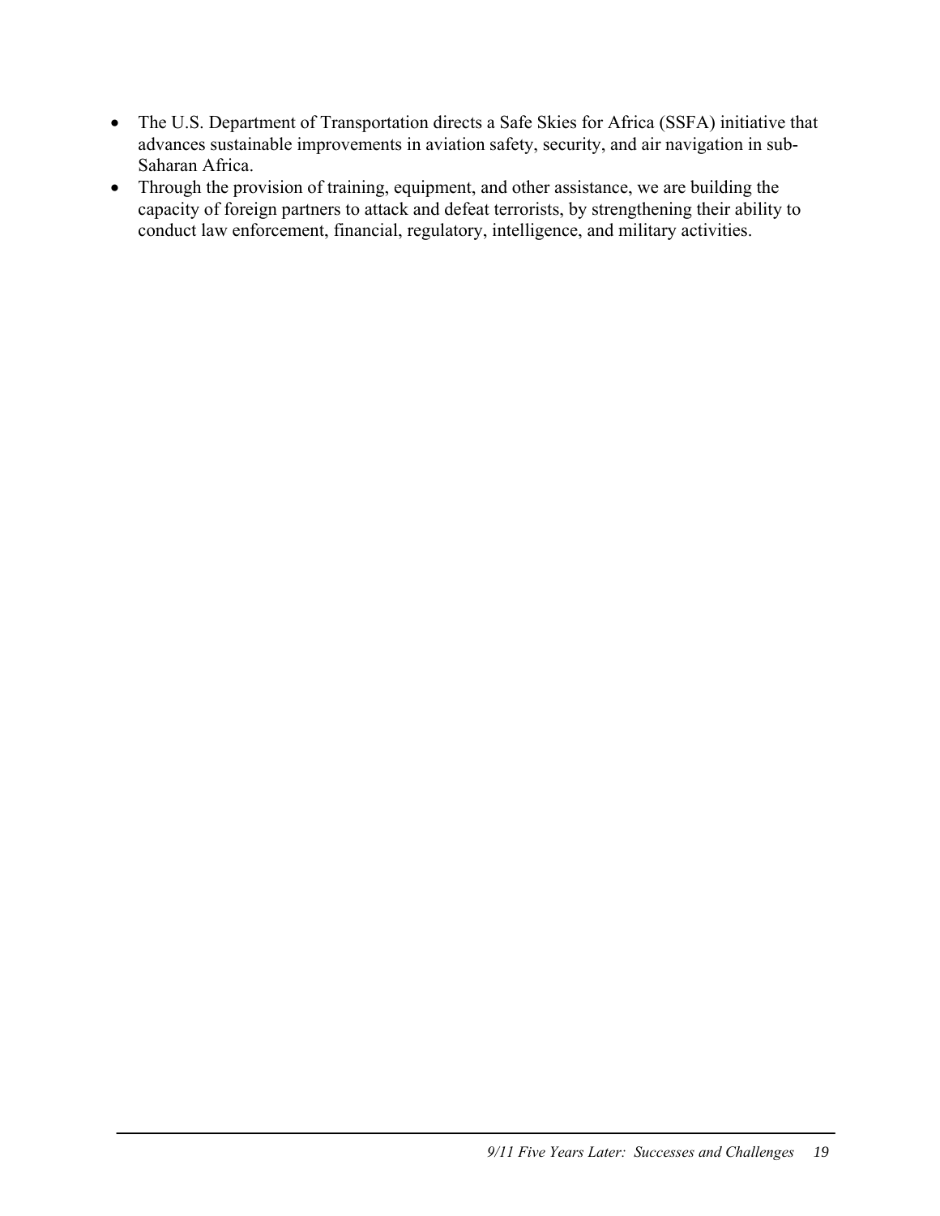- The U.S. Department of Transportation directs a Safe Skies for Africa (SSFA) initiative that advances sustainable improvements in aviation safety, security, and air navigation in sub-Saharan Africa.
- Through the provision of training, equipment, and other assistance, we are building the capacity of foreign partners to attack and defeat terrorists, by strengthening their ability to conduct law enforcement, financial, regulatory, intelligence, and military activities.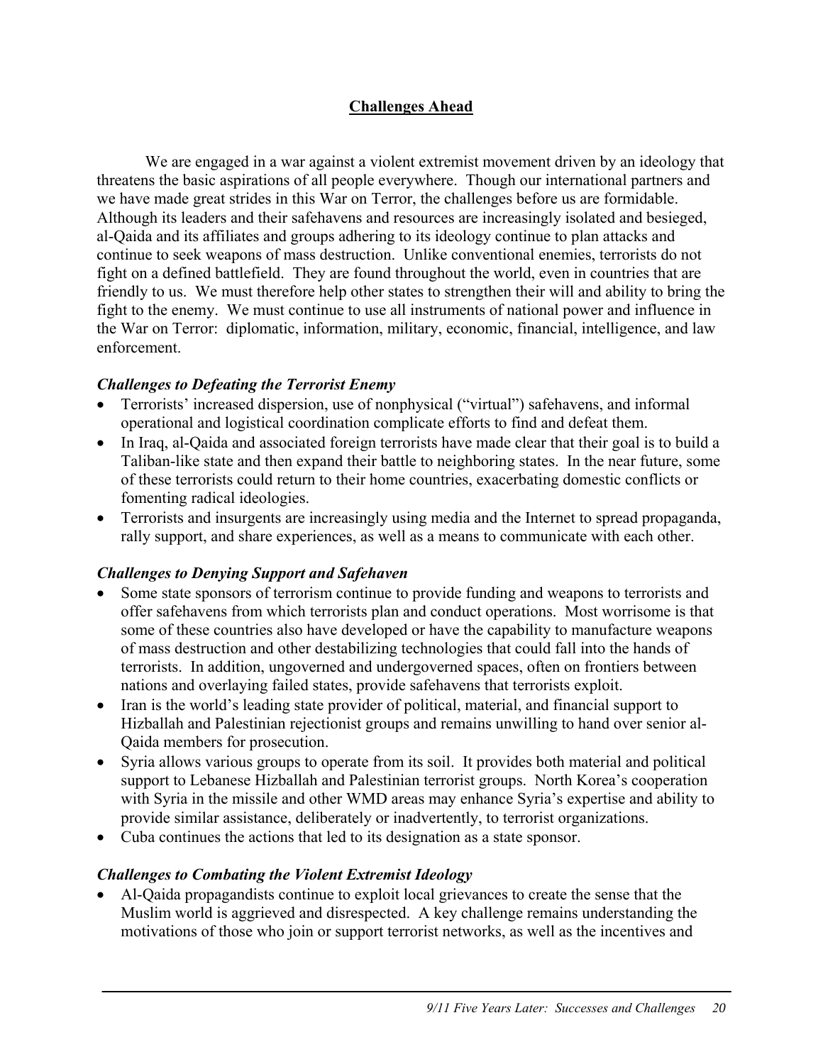## Challenges Ahead

We are engaged in a war against a violent extremist movement driven by an ideology that threatens the basic aspirations of all people everywhere. Though our international partners and we have made great strides in this War on Terror, the challenges before us are formidable. Although its leaders and their safehavens and resources are increasingly isolated and besieged, al-Qaida and its affiliates and groups adhering to its ideology continue to plan attacks and continue to seek weapons of mass destruction. Unlike conventional enemies, terrorists do not fight on a defined battlefield. They are found throughout the world, even in countries that are friendly to us. We must therefore help other states to strengthen their will and ability to bring the fight to the enemy. We must continue to use all instruments of national power and influence in the War on Terror: diplomatic, information, military, economic, financial, intelligence, and law enforcement.

### *Challenges to Defeating the Terrorist Enemy*

- Terrorists' increased dispersion, use of nonphysical ("virtual") safehavens, and informal operational and logistical coordination complicate efforts to find and defeat them.
- In Iraq, al-Qaida and associated foreign terrorists have made clear that their goal is to build a Taliban-like state and then expand their battle to neighboring states. In the near future, some of these terrorists could return to their home countries, exacerbating domestic conflicts or fomenting radical ideologies.
- Terrorists and insurgents are increasingly using media and the Internet to spread propaganda, rally support, and share experiences, as well as a means to communicate with each other.

### *Challenges to Denying Support and Safehaven*

- Some state sponsors of terrorism continue to provide funding and weapons to terrorists and offer safehavens from which terrorists plan and conduct operations. Most worrisome is that some of these countries also have developed or have the capability to manufacture weapons of mass destruction and other destabilizing technologies that could fall into the hands of terrorists. In addition, ungoverned and undergoverned spaces, often on frontiers between nations and overlaying failed states, provide safehavens that terrorists exploit.
- Iran is the world's leading state provider of political, material, and financial support to Hizballah and Palestinian rejectionist groups and remains unwilling to hand over senior al-Qaida members for prosecution.
- Syria allows various groups to operate from its soil. It provides both material and political support to Lebanese Hizballah and Palestinian terrorist groups. North Korea's cooperation with Syria in the missile and other WMD areas may enhance Syria's expertise and ability to provide similar assistance, deliberately or inadvertently, to terrorist organizations.
- Cuba continues the actions that led to its designation as a state sponsor.

### *Challenges to Combating the Violent Extremist Ideology*

- Al-Qaida propagandists continue to exploit local grievances to create the sense that the Muslim world is aggrieved and disrespected. A key challenge remains understanding the motivations of those who join or support terrorist networks, as well as the incentives and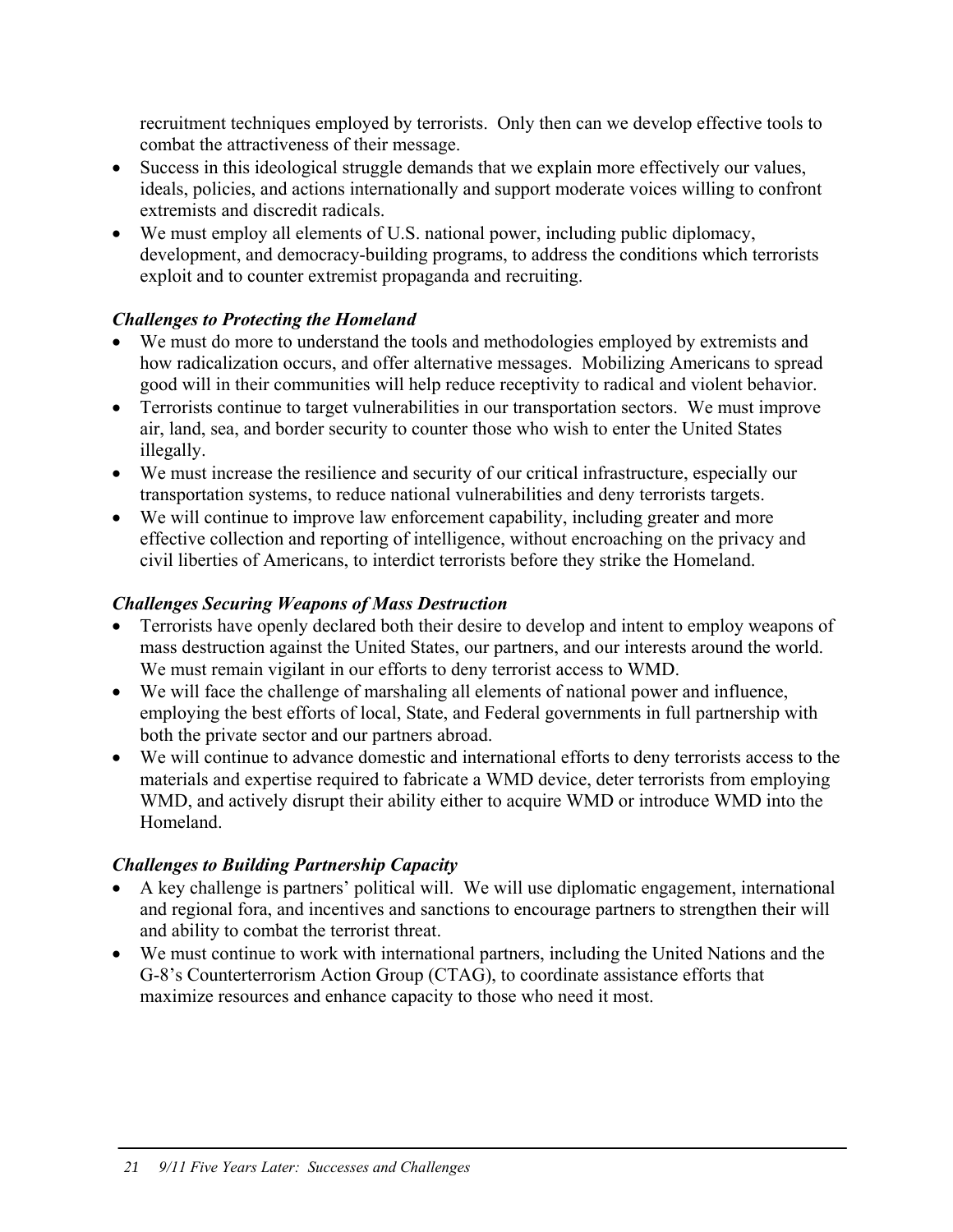recruitment techniques employed by terrorists. Only then can we develop effective tools to combat the attractiveness of their message.

- Success in this ideological struggle demands that we explain more effectively our values, ideals, policies, and actions internationally and support moderate voices willing to confront extremists and discredit radicals.
- We must employ all elements of U.S. national power, including public diplomacy, development, and democracy-building programs, to address the conditions which terrorists exploit and to counter extremist propaganda and recruiting.

***Challenges to Protecting the Homeland***

- We must do more to understand the tools and methodologies employed by extremists and how radicalization occurs, and offer alternative messages. Mobilizing Americans to spread good will in their communities will help reduce receptivity to radical and violent behavior.
- Terrorists continue to target vulnerabilities in our transportation sectors. We must improve air, land, sea, and border security to counter those who wish to enter the United States illegally.
- We must increase the resilience and security of our critical infrastructure, especially our transportation systems, to reduce national vulnerabilities and deny terrorists targets.
- We will continue to improve law enforcement capability, including greater and more effective collection and reporting of intelligence, without encroaching on the privacy and civil liberties of Americans, to interdict terrorists before they strike the Homeland.

***Challenges Securing Weapons of Mass Destruction***

- Terrorists have openly declared both their desire to develop and intent to employ weapons of mass destruction against the United States, our partners, and our interests around the world. We must remain vigilant in our efforts to deny terrorist access to WMD.
- We will face the challenge of marshaling all elements of national power and influence, employing the best efforts of local, State, and Federal governments in full partnership with both the private sector and our partners abroad.
- We will continue to advance domestic and international efforts to deny terrorists access to the materials and expertise required to fabricate a WMD device, deter terrorists from employing WMD, and actively disrupt their ability either to acquire WMD or introduce WMD into the Homeland.

***Challenges to Building Partnership Capacity***

- A key challenge is partners' political will. We will use diplomatic engagement, international and regional fora, and incentives and sanctions to encourage partners to strengthen their will and ability to combat the terrorist threat.
- We must continue to work with international partners, including the United Nations and the G-8's Counterterrorism Action Group (CTAG), to coordinate assistance efforts that maximize resources and enhance capacity to those who need it most.